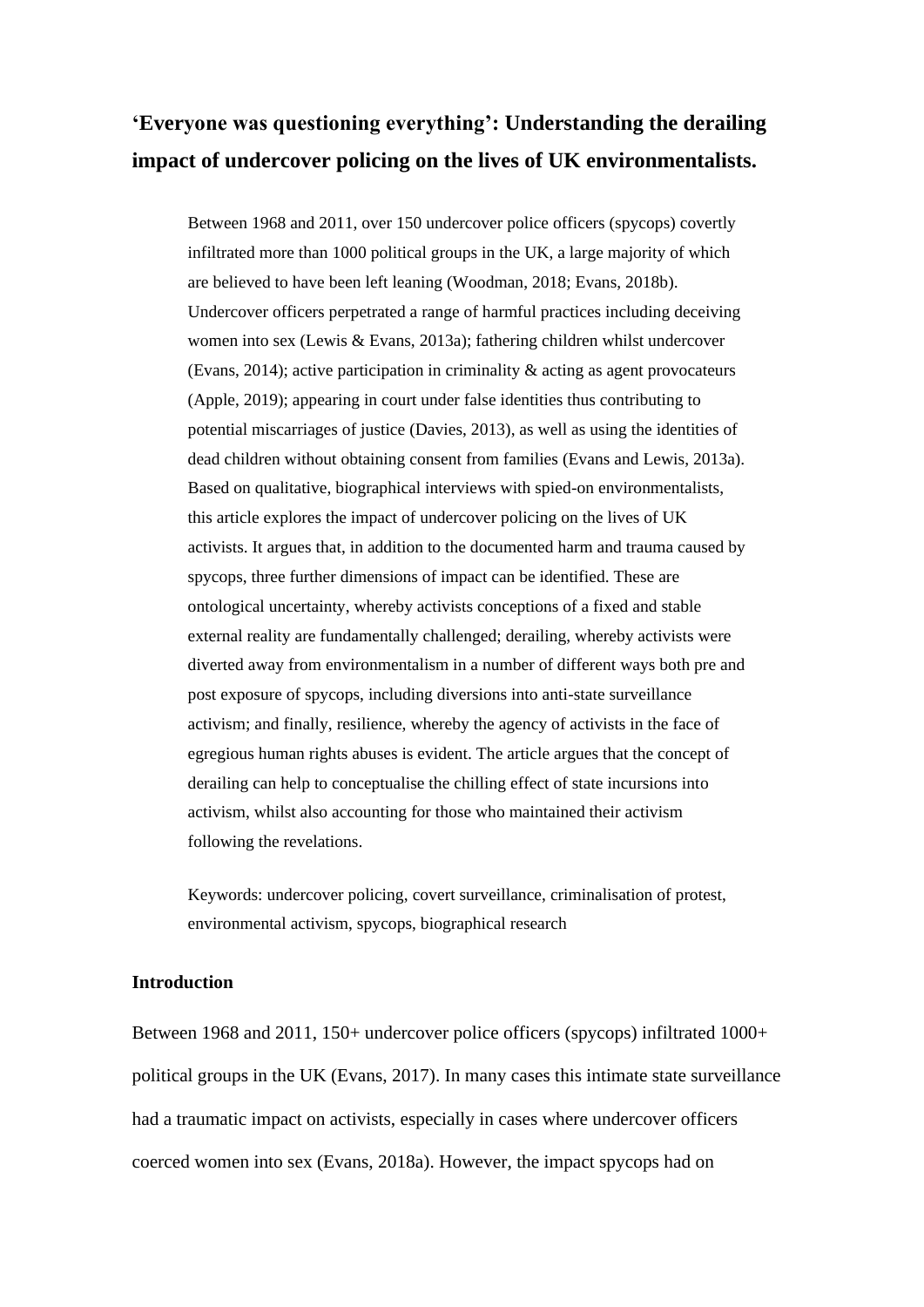# 'Everyone was questioning everything': Understanding the derailing impact of undercover policing on the lives of UK environmentalists.

> Between 1968 and 2011, over 150 undercover police officers (spycops) covertly infiltrated more than 1000 political groups in the UK, a large majority of which are believed to have been left leaning (Woodman, 2018; Evans, 2018b). Undercover officers perpetrated a range of harmful practices including deceiving women into sex (Lewis & Evans, 2013a); fathering children whilst undercover (Evans, 2014); active participation in criminality & acting as agent provocateurs (Apple, 2019); appearing in court under false identities thus contributing to potential miscarriages of justice (Davies, 2013), as well as using the identities of dead children without obtaining consent from families (Evans and Lewis, 2013a). Based on qualitative, biographical interviews with spied-on environmentalists, this article explores the impact of undercover policing on the lives of UK activists. It argues that, in addition to the documented harm and trauma caused by spycops, three further dimensions of impact can be identified. These are ontological uncertainty, whereby activists conceptions of a fixed and stable external reality are fundamentally challenged; derailing, whereby activists were diverted away from environmentalism in a number of different ways both pre and post exposure of spycops, including diversions into anti-state surveillance activism; and finally, resilience, whereby the agency of activists in the face of egregious human rights abuses is evident. The article argues that the concept of derailing can help to conceptualise the chilling effect of state incursions into activism, whilst also accounting for those who maintained their activism following the revelations.
>
> Keywords: undercover policing, covert surveillance, criminalisation of protest, environmental activism, spycops, biographical research

## Introduction

Between 1968 and 2011, 150+ undercover police officers (spycops) infiltrated 1000+ political groups in the UK (Evans, 2017). In many cases this intimate state surveillance had a traumatic impact on activists, especially in cases where undercover officers coerced women into sex (Evans, 2018a). However, the impact spycops had on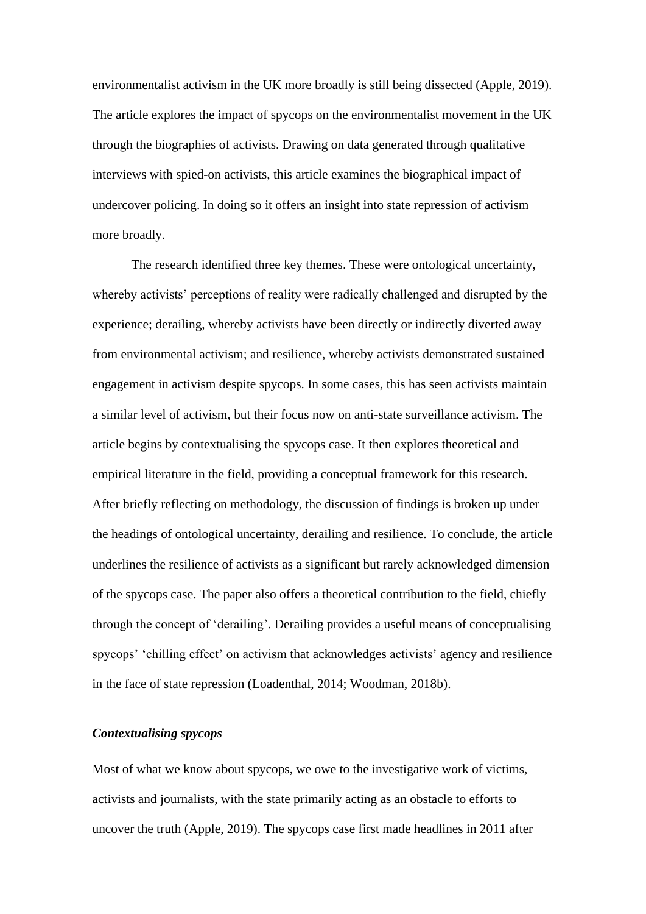environmentalist activism in the UK more broadly is still being dissected (Apple, 2019). The article explores the impact of spycops on the environmentalist movement in the UK through the biographies of activists. Drawing on data generated through qualitative interviews with spied-on activists, this article examines the biographical impact of undercover policing. In doing so it offers an insight into state repression of activism more broadly.

The research identified three key themes. These were ontological uncertainty, whereby activists' perceptions of reality were radically challenged and disrupted by the experience; derailing, whereby activists have been directly or indirectly diverted away from environmental activism; and resilience, whereby activists demonstrated sustained engagement in activism despite spycops. In some cases, this has seen activists maintain a similar level of activism, but their focus now on anti-state surveillance activism. The article begins by contextualising the spycops case. It then explores theoretical and empirical literature in the field, providing a conceptual framework for this research. After briefly reflecting on methodology, the discussion of findings is broken up under the headings of ontological uncertainty, derailing and resilience. To conclude, the article underlines the resilience of activists as a significant but rarely acknowledged dimension of the spycops case. The paper also offers a theoretical contribution to the field, chiefly through the concept of 'derailing'. Derailing provides a useful means of conceptualising spycops' 'chilling effect' on activism that acknowledges activists' agency and resilience in the face of state repression (Loadenthal, 2014; Woodman, 2018b).

### *Contextualising spycops*

Most of what we know about spycops, we owe to the investigative work of victims, activists and journalists, with the state primarily acting as an obstacle to efforts to uncover the truth (Apple, 2019). The spycops case first made headlines in 2011 after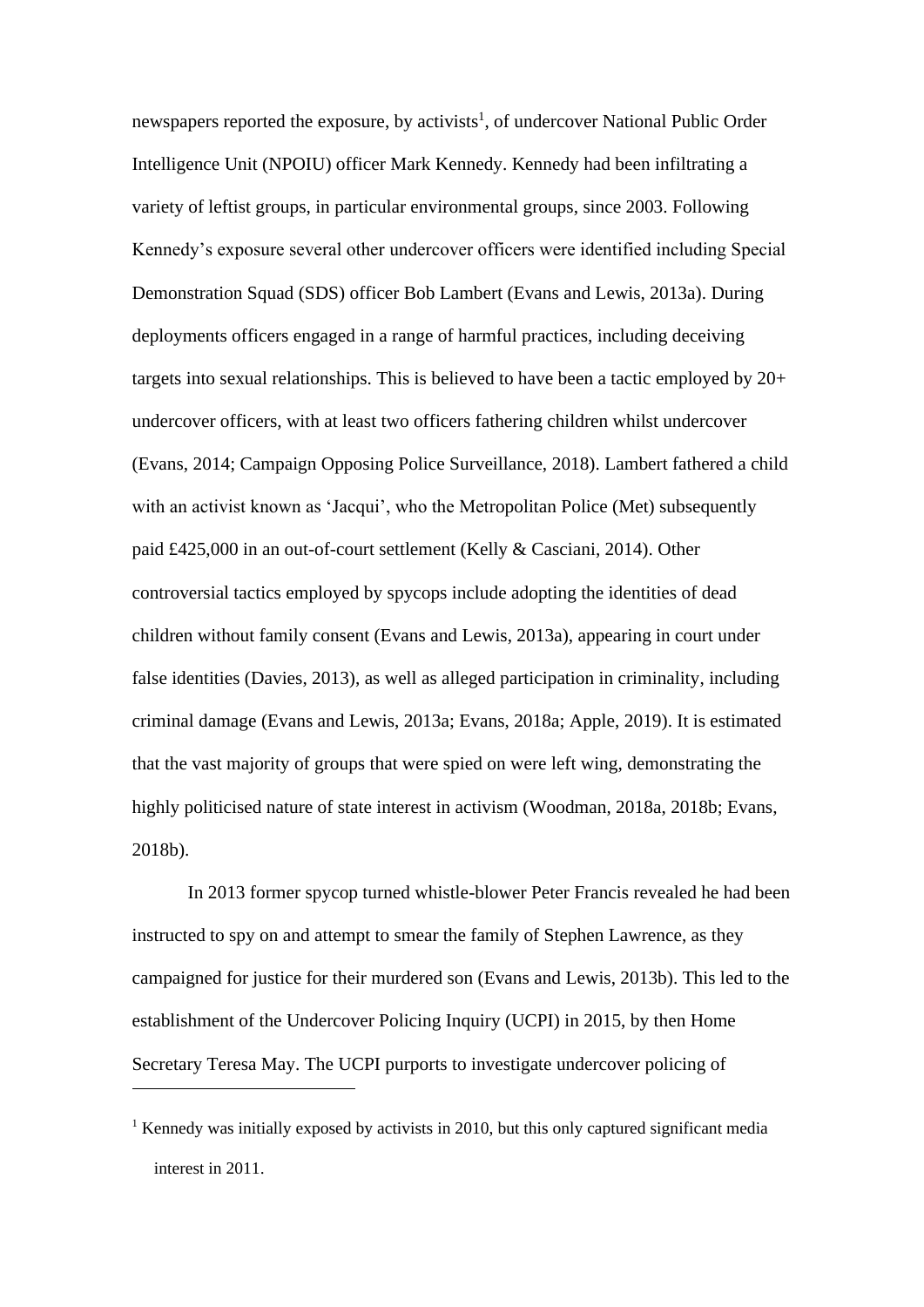newspapers reported the exposure, by activists[1], of undercover National Public Order Intelligence Unit (NPOIU) officer Mark Kennedy. Kennedy had been infiltrating a variety of leftist groups, in particular environmental groups, since 2003. Following Kennedy's exposure several other undercover officers were identified including Special Demonstration Squad (SDS) officer Bob Lambert (Evans and Lewis, 2013a). During deployments officers engaged in a range of harmful practices, including deceiving targets into sexual relationships. This is believed to have been a tactic employed by 20+ undercover officers, with at least two officers fathering children whilst undercover (Evans, 2014; Campaign Opposing Police Surveillance, 2018). Lambert fathered a child with an activist known as 'Jacqui', who the Metropolitan Police (Met) subsequently paid £425,000 in an out-of-court settlement (Kelly & Casciani, 2014). Other controversial tactics employed by spycops include adopting the identities of dead children without family consent (Evans and Lewis, 2013a), appearing in court under false identities (Davies, 2013), as well as alleged participation in criminality, including criminal damage (Evans and Lewis, 2013a; Evans, 2018a; Apple, 2019). It is estimated that the vast majority of groups that were spied on were left wing, demonstrating the highly politicised nature of state interest in activism (Woodman, 2018a, 2018b; Evans, 2018b).

In 2013 former spycop turned whistle-blower Peter Francis revealed he had been instructed to spy on and attempt to smear the family of Stephen Lawrence, as they campaigned for justice for their murdered son (Evans and Lewis, 2013b). This led to the establishment of the Undercover Policing Inquiry (UCPI) in 2015, by then Home Secretary Teresa May. The UCPI purports to investigate undercover policing of

---

[1] Kennedy was initially exposed by activists in 2010, but this only captured significant media interest in 2011.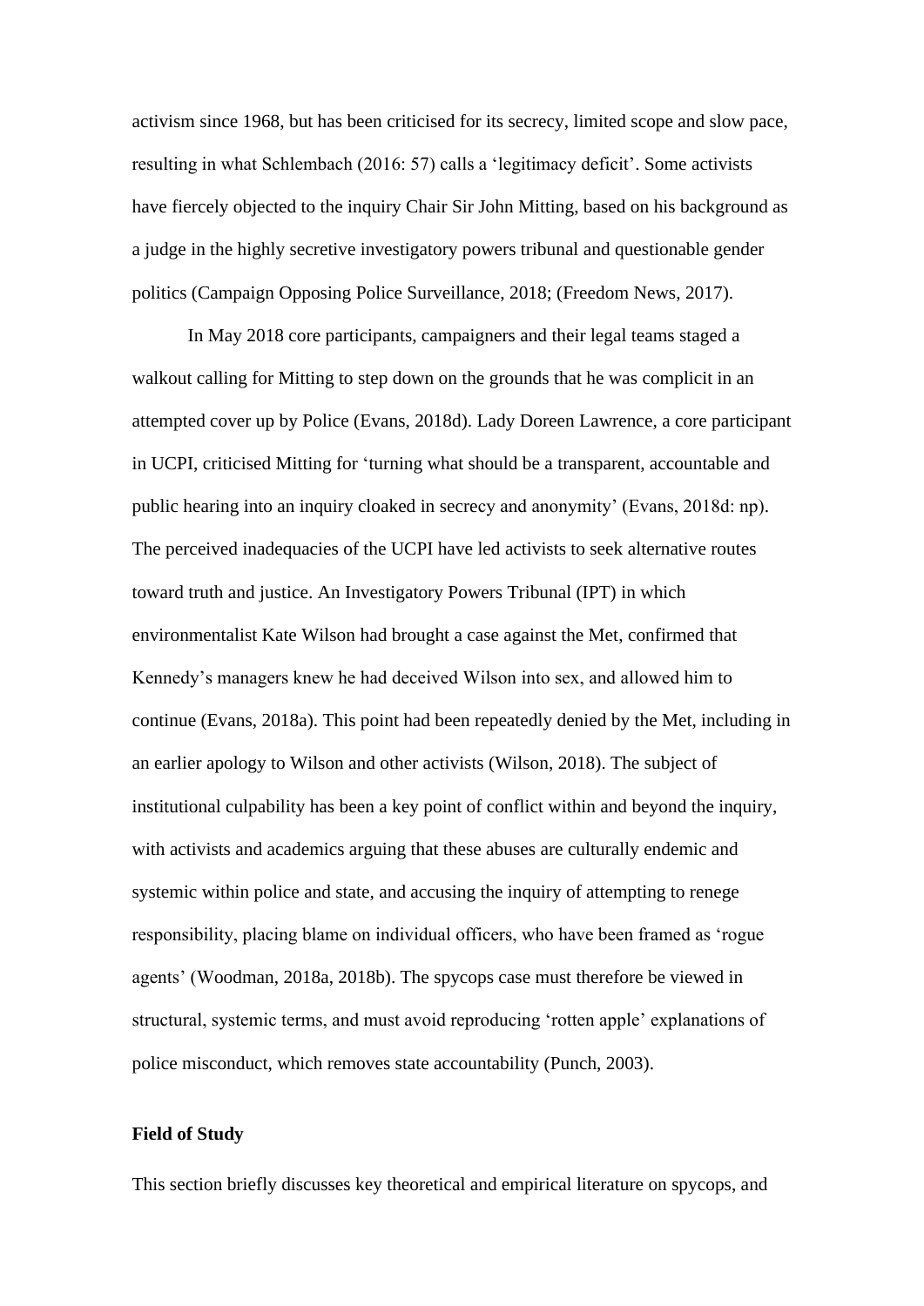activism since 1968, but has been criticised for its secrecy, limited scope and slow pace, resulting in what Schlembach (2016: 57) calls a 'legitimacy deficit'. Some activists have fiercely objected to the inquiry Chair Sir John Mitting, based on his background as a judge in the highly secretive investigatory powers tribunal and questionable gender politics (Campaign Opposing Police Surveillance, 2018; (Freedom News, 2017).

In May 2018 core participants, campaigners and their legal teams staged a walkout calling for Mitting to step down on the grounds that he was complicit in an attempted cover up by Police (Evans, 2018d). Lady Doreen Lawrence, a core participant in UCPI, criticised Mitting for 'turning what should be a transparent, accountable and public hearing into an inquiry cloaked in secrecy and anonymity' (Evans, 2018d: np). The perceived inadequacies of the UCPI have led activists to seek alternative routes toward truth and justice. An Investigatory Powers Tribunal (IPT) in which environmentalist Kate Wilson had brought a case against the Met, confirmed that Kennedy's managers knew he had deceived Wilson into sex, and allowed him to continue (Evans, 2018a). This point had been repeatedly denied by the Met, including in an earlier apology to Wilson and other activists (Wilson, 2018). The subject of institutional culpability has been a key point of conflict within and beyond the inquiry, with activists and academics arguing that these abuses are culturally endemic and systemic within police and state, and accusing the inquiry of attempting to renege responsibility, placing blame on individual officers, who have been framed as 'rogue agents' (Woodman, 2018a, 2018b). The spycops case must therefore be viewed in structural, systemic terms, and must avoid reproducing 'rotten apple' explanations of police misconduct, which removes state accountability (Punch, 2003).

**Field of Study**

This section briefly discusses key theoretical and empirical literature on spycops, and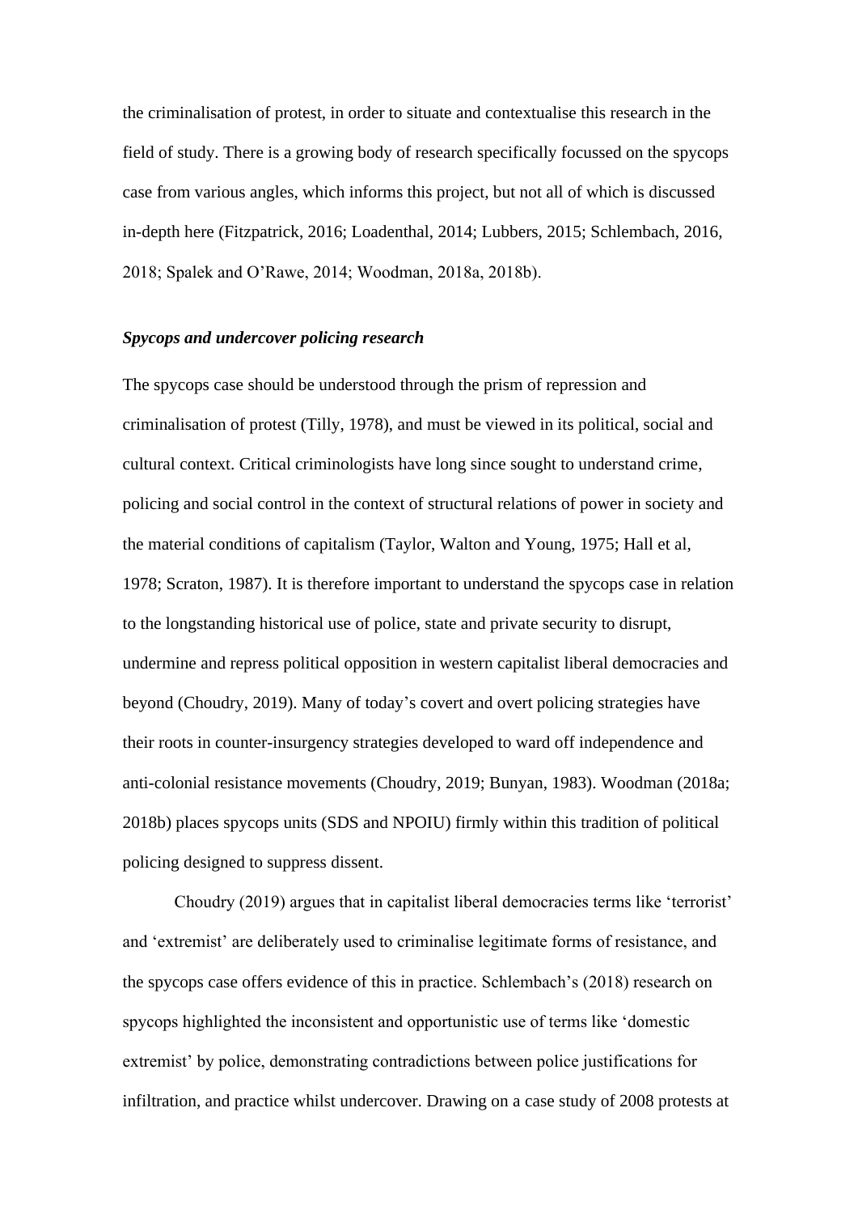the criminalisation of protest, in order to situate and contextualise this research in the field of study. There is a growing body of research specifically focussed on the spycops case from various angles, which informs this project, but not all of which is discussed in-depth here (Fitzpatrick, 2016; Loadenthal, 2014; Lubbers, 2015; Schlembach, 2016, 2018; Spalek and O'Rawe, 2014; Woodman, 2018a, 2018b).

### *Spycops and undercover policing research*

The spycops case should be understood through the prism of repression and criminalisation of protest (Tilly, 1978), and must be viewed in its political, social and cultural context. Critical criminologists have long since sought to understand crime, policing and social control in the context of structural relations of power in society and the material conditions of capitalism (Taylor, Walton and Young, 1975; Hall et al, 1978; Scraton, 1987). It is therefore important to understand the spycops case in relation to the longstanding historical use of police, state and private security to disrupt, undermine and repress political opposition in western capitalist liberal democracies and beyond (Choudry, 2019). Many of today's covert and overt policing strategies have their roots in counter-insurgency strategies developed to ward off independence and anti-colonial resistance movements (Choudry, 2019; Bunyan, 1983). Woodman (2018a; 2018b) places spycops units (SDS and NPOIU) firmly within this tradition of political policing designed to suppress dissent.

Choudry (2019) argues that in capitalist liberal democracies terms like 'terrorist' and 'extremist' are deliberately used to criminalise legitimate forms of resistance, and the spycops case offers evidence of this in practice. Schlembach's (2018) research on spycops highlighted the inconsistent and opportunistic use of terms like 'domestic extremist' by police, demonstrating contradictions between police justifications for infiltration, and practice whilst undercover. Drawing on a case study of 2008 protests at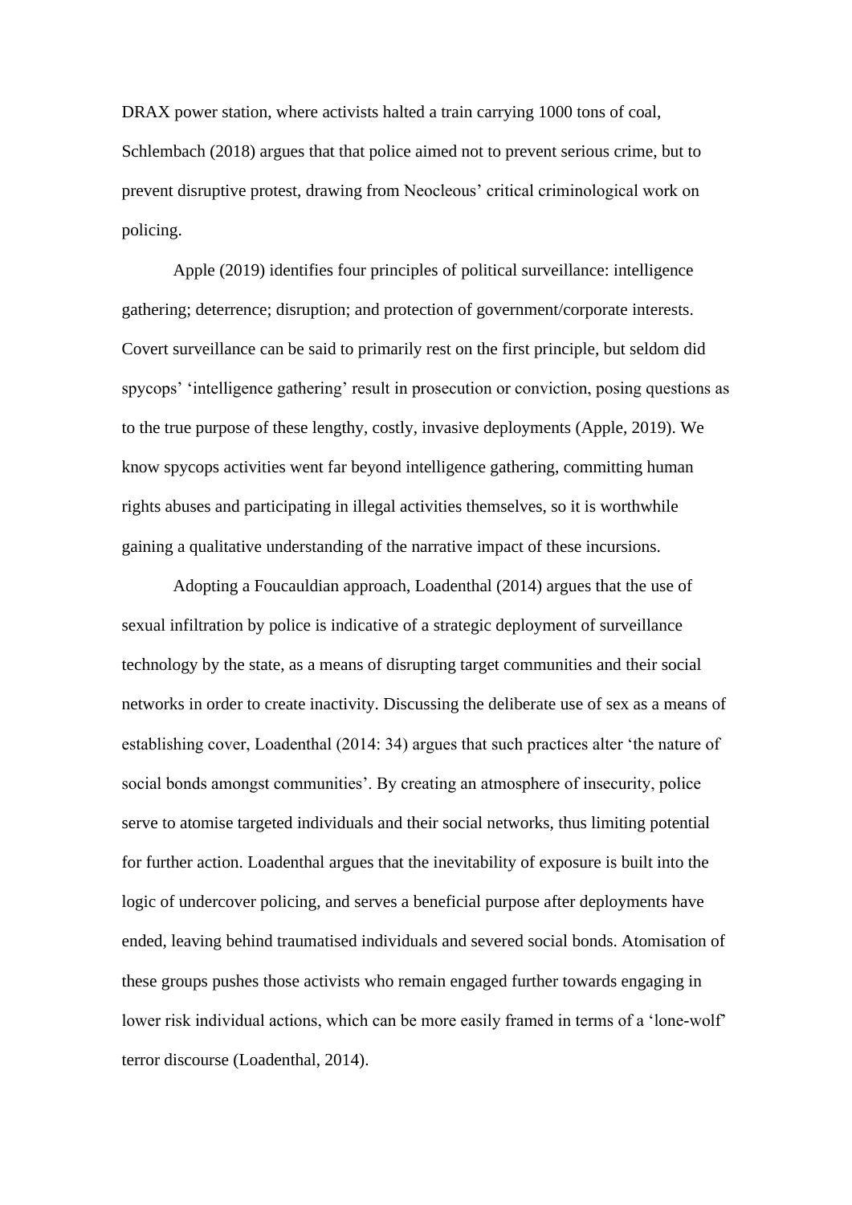DRAX power station, where activists halted a train carrying 1000 tons of coal, Schlembach (2018) argues that that police aimed not to prevent serious crime, but to prevent disruptive protest, drawing from Neocleous' critical criminological work on policing.

Apple (2019) identifies four principles of political surveillance: intelligence gathering; deterrence; disruption; and protection of government/corporate interests. Covert surveillance can be said to primarily rest on the first principle, but seldom did spycops' 'intelligence gathering' result in prosecution or conviction, posing questions as to the true purpose of these lengthy, costly, invasive deployments (Apple, 2019). We know spycops activities went far beyond intelligence gathering, committing human rights abuses and participating in illegal activities themselves, so it is worthwhile gaining a qualitative understanding of the narrative impact of these incursions.

Adopting a Foucauldian approach, Loadenthal (2014) argues that the use of sexual infiltration by police is indicative of a strategic deployment of surveillance technology by the state, as a means of disrupting target communities and their social networks in order to create inactivity. Discussing the deliberate use of sex as a means of establishing cover, Loadenthal (2014: 34) argues that such practices alter 'the nature of social bonds amongst communities'. By creating an atmosphere of insecurity, police serve to atomise targeted individuals and their social networks, thus limiting potential for further action. Loadenthal argues that the inevitability of exposure is built into the logic of undercover policing, and serves a beneficial purpose after deployments have ended, leaving behind traumatised individuals and severed social bonds. Atomisation of these groups pushes those activists who remain engaged further towards engaging in lower risk individual actions, which can be more easily framed in terms of a 'lone-wolf' terror discourse (Loadenthal, 2014).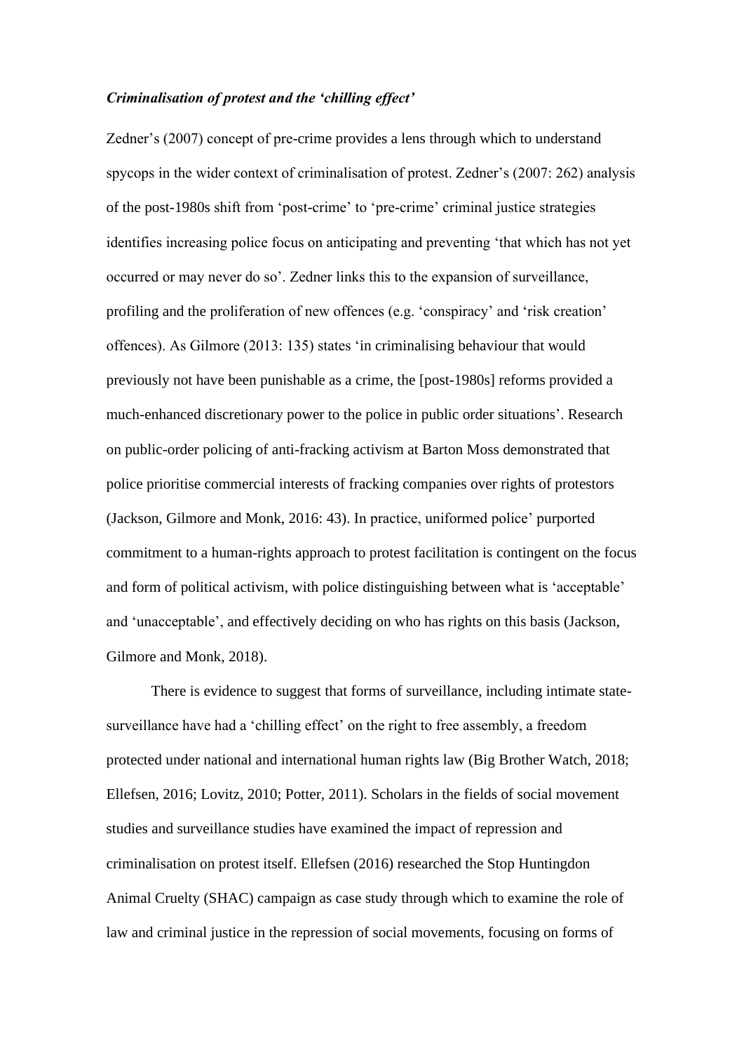***Criminalisation of protest and the 'chilling effect'***

Zedner's (2007) concept of pre-crime provides a lens through which to understand spycops in the wider context of criminalisation of protest. Zedner's (2007: 262) analysis of the post-1980s shift from 'post-crime' to 'pre-crime' criminal justice strategies identifies increasing police focus on anticipating and preventing 'that which has not yet occurred or may never do so'. Zedner links this to the expansion of surveillance, profiling and the proliferation of new offences (e.g. 'conspiracy' and 'risk creation' offences). As Gilmore (2013: 135) states 'in criminalising behaviour that would previously not have been punishable as a crime, the [post-1980s] reforms provided a much-enhanced discretionary power to the police in public order situations'. Research on public-order policing of anti-fracking activism at Barton Moss demonstrated that police prioritise commercial interests of fracking companies over rights of protestors (Jackson, Gilmore and Monk, 2016: 43). In practice, uniformed police' purported commitment to a human-rights approach to protest facilitation is contingent on the focus and form of political activism, with police distinguishing between what is 'acceptable' and 'unacceptable', and effectively deciding on who has rights on this basis (Jackson, Gilmore and Monk, 2018).

There is evidence to suggest that forms of surveillance, including intimate state-surveillance have had a 'chilling effect' on the right to free assembly, a freedom protected under national and international human rights law (Big Brother Watch, 2018; Ellefsen, 2016; Lovitz, 2010; Potter, 2011). Scholars in the fields of social movement studies and surveillance studies have examined the impact of repression and criminalisation on protest itself. Ellefsen (2016) researched the Stop Huntingdon Animal Cruelty (SHAC) campaign as case study through which to examine the role of law and criminal justice in the repression of social movements, focusing on forms of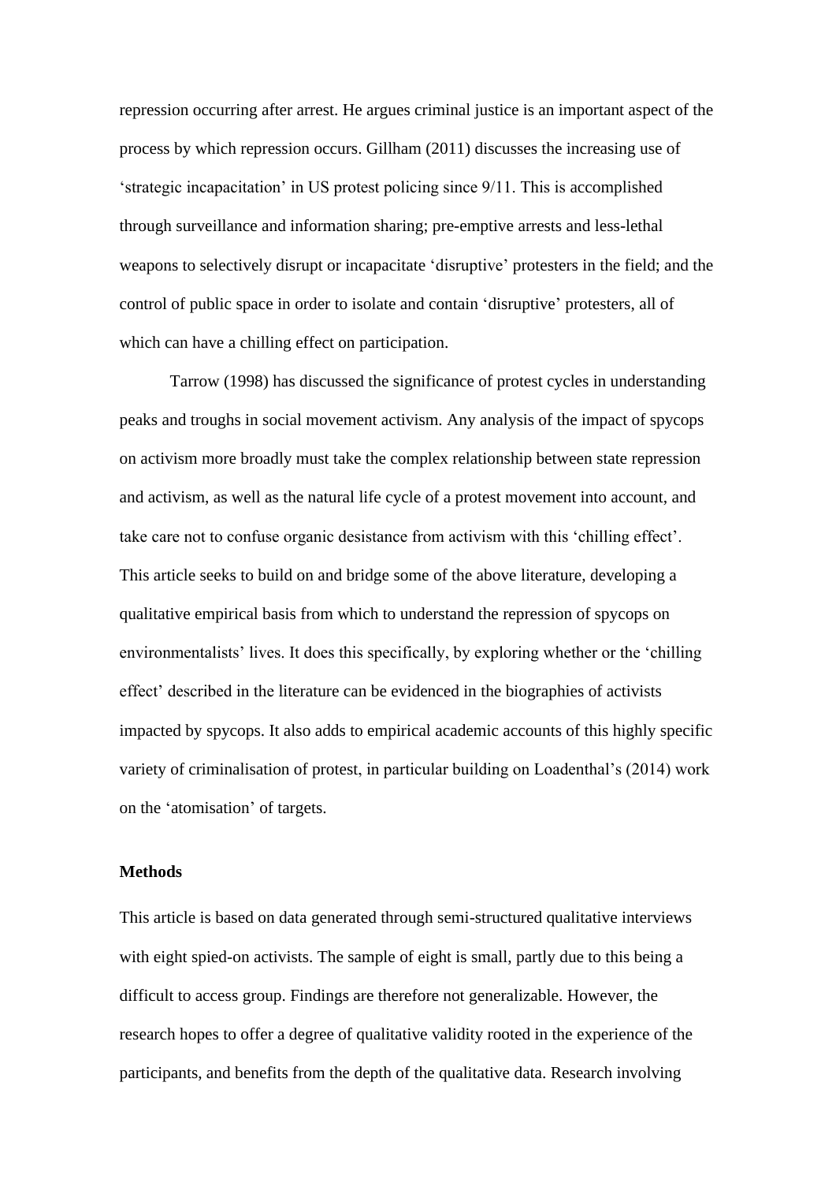repression occurring after arrest. He argues criminal justice is an important aspect of the process by which repression occurs. Gillham (2011) discusses the increasing use of 'strategic incapacitation' in US protest policing since 9/11. This is accomplished through surveillance and information sharing; pre-emptive arrests and less-lethal weapons to selectively disrupt or incapacitate 'disruptive' protesters in the field; and the control of public space in order to isolate and contain 'disruptive' protesters, all of which can have a chilling effect on participation.

Tarrow (1998) has discussed the significance of protest cycles in understanding peaks and troughs in social movement activism. Any analysis of the impact of spycops on activism more broadly must take the complex relationship between state repression and activism, as well as the natural life cycle of a protest movement into account, and take care not to confuse organic desistance from activism with this 'chilling effect'. This article seeks to build on and bridge some of the above literature, developing a qualitative empirical basis from which to understand the repression of spycops on environmentalists' lives. It does this specifically, by exploring whether or the 'chilling effect' described in the literature can be evidenced in the biographies of activists impacted by spycops. It also adds to empirical academic accounts of this highly specific variety of criminalisation of protest, in particular building on Loadenthal's (2014) work on the 'atomisation' of targets.

**Methods**

This article is based on data generated through semi-structured qualitative interviews with eight spied-on activists. The sample of eight is small, partly due to this being a difficult to access group. Findings are therefore not generalizable. However, the research hopes to offer a degree of qualitative validity rooted in the experience of the participants, and benefits from the depth of the qualitative data. Research involving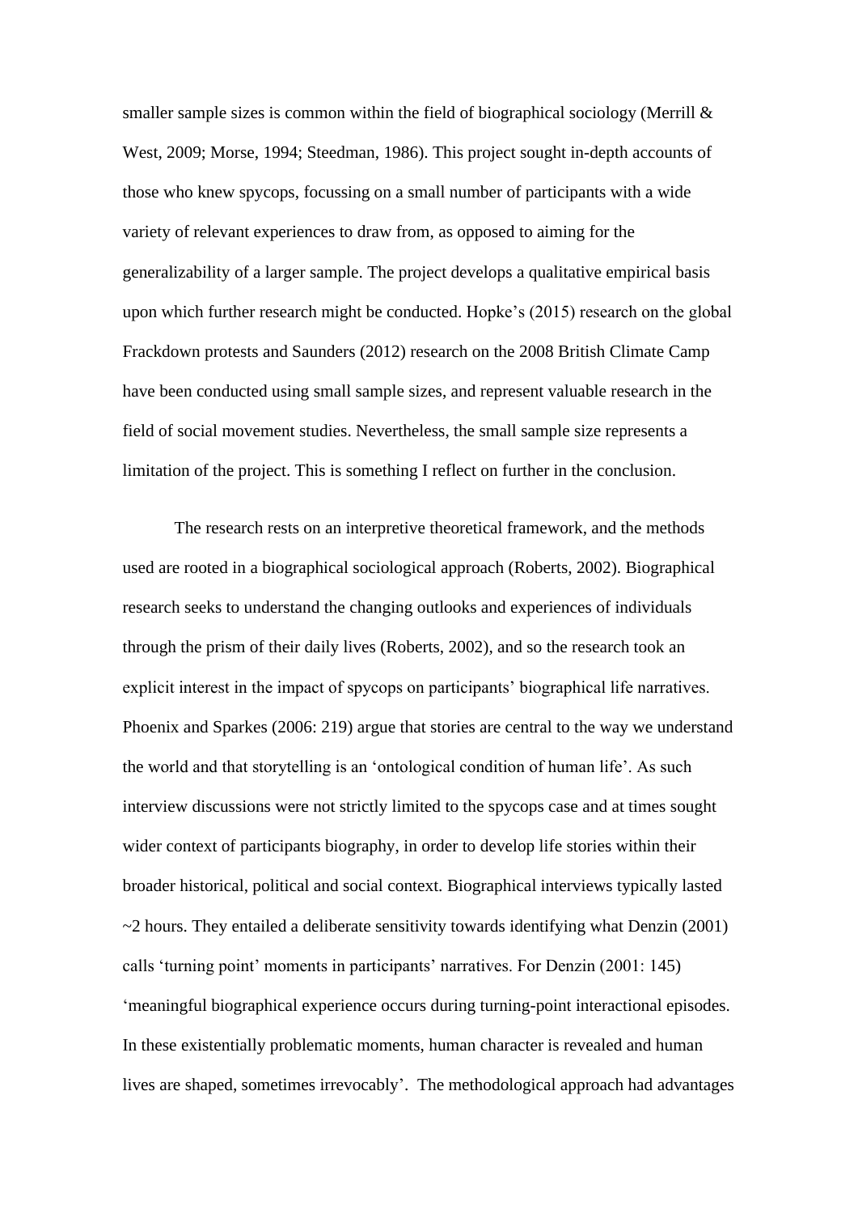smaller sample sizes is common within the field of biographical sociology (Merrill & West, 2009; Morse, 1994; Steedman, 1986). This project sought in-depth accounts of those who knew spycops, focussing on a small number of participants with a wide variety of relevant experiences to draw from, as opposed to aiming for the generalizability of a larger sample. The project develops a qualitative empirical basis upon which further research might be conducted. Hopke's (2015) research on the global Frackdown protests and Saunders (2012) research on the 2008 British Climate Camp have been conducted using small sample sizes, and represent valuable research in the field of social movement studies. Nevertheless, the small sample size represents a limitation of the project. This is something I reflect on further in the conclusion.

The research rests on an interpretive theoretical framework, and the methods used are rooted in a biographical sociological approach (Roberts, 2002). Biographical research seeks to understand the changing outlooks and experiences of individuals through the prism of their daily lives (Roberts, 2002), and so the research took an explicit interest in the impact of spycops on participants' biographical life narratives. Phoenix and Sparkes (2006: 219) argue that stories are central to the way we understand the world and that storytelling is an 'ontological condition of human life'. As such interview discussions were not strictly limited to the spycops case and at times sought wider context of participants biography, in order to develop life stories within their broader historical, political and social context. Biographical interviews typically lasted ~2 hours. They entailed a deliberate sensitivity towards identifying what Denzin (2001) calls 'turning point' moments in participants' narratives. For Denzin (2001: 145) 'meaningful biographical experience occurs during turning-point interactional episodes. In these existentially problematic moments, human character is revealed and human lives are shaped, sometimes irrevocably'. The methodological approach had advantages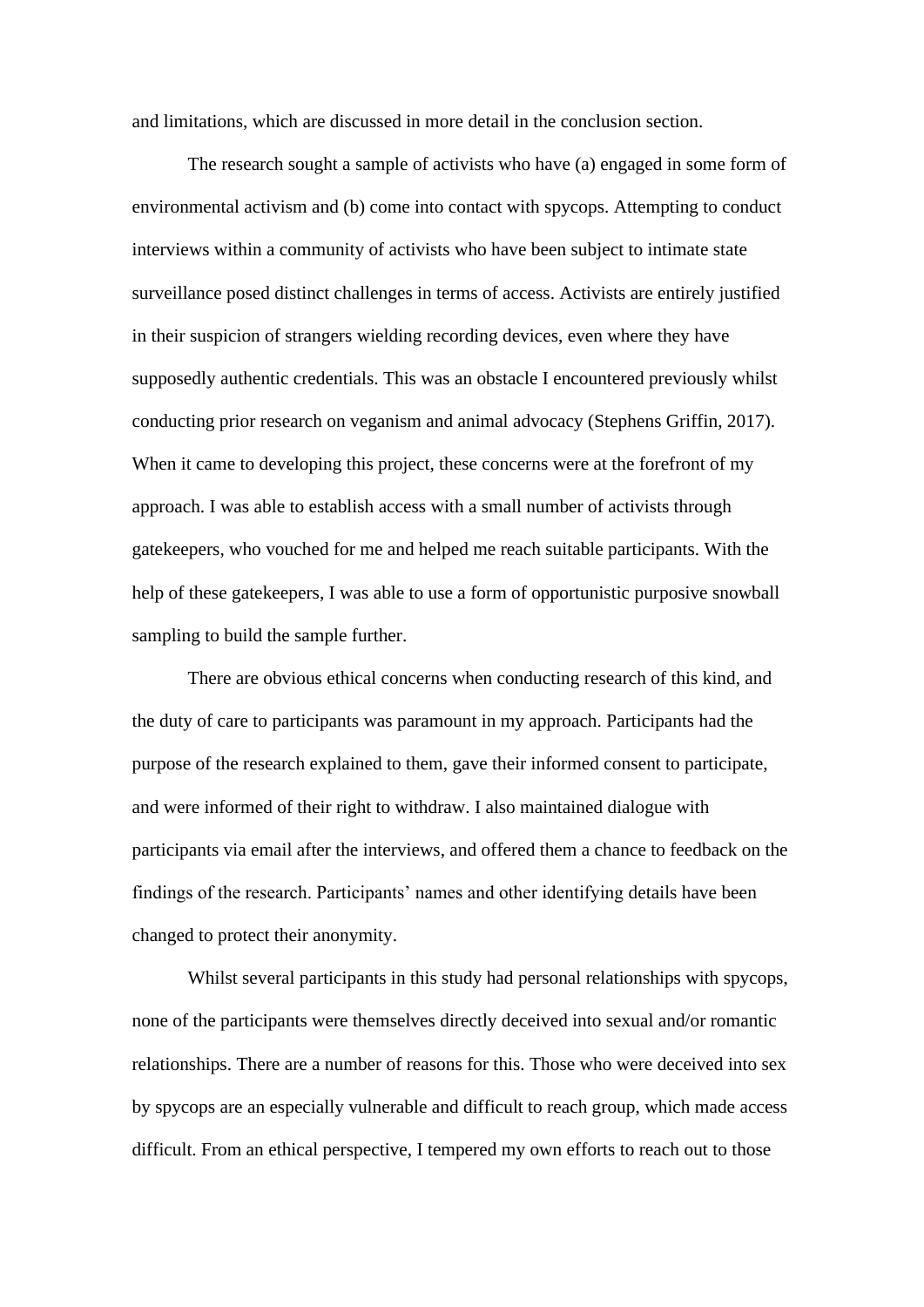and limitations, which are discussed in more detail in the conclusion section.

The research sought a sample of activists who have (a) engaged in some form of environmental activism and (b) come into contact with spycops. Attempting to conduct interviews within a community of activists who have been subject to intimate state surveillance posed distinct challenges in terms of access. Activists are entirely justified in their suspicion of strangers wielding recording devices, even where they have supposedly authentic credentials. This was an obstacle I encountered previously whilst conducting prior research on veganism and animal advocacy (Stephens Griffin, 2017). When it came to developing this project, these concerns were at the forefront of my approach. I was able to establish access with a small number of activists through gatekeepers, who vouched for me and helped me reach suitable participants. With the help of these gatekeepers, I was able to use a form of opportunistic purposive snowball sampling to build the sample further.

There are obvious ethical concerns when conducting research of this kind, and the duty of care to participants was paramount in my approach. Participants had the purpose of the research explained to them, gave their informed consent to participate, and were informed of their right to withdraw. I also maintained dialogue with participants via email after the interviews, and offered them a chance to feedback on the findings of the research. Participants' names and other identifying details have been changed to protect their anonymity.

Whilst several participants in this study had personal relationships with spycops, none of the participants were themselves directly deceived into sexual and/or romantic relationships. There are a number of reasons for this. Those who were deceived into sex by spycops are an especially vulnerable and difficult to reach group, which made access difficult. From an ethical perspective, I tempered my own efforts to reach out to those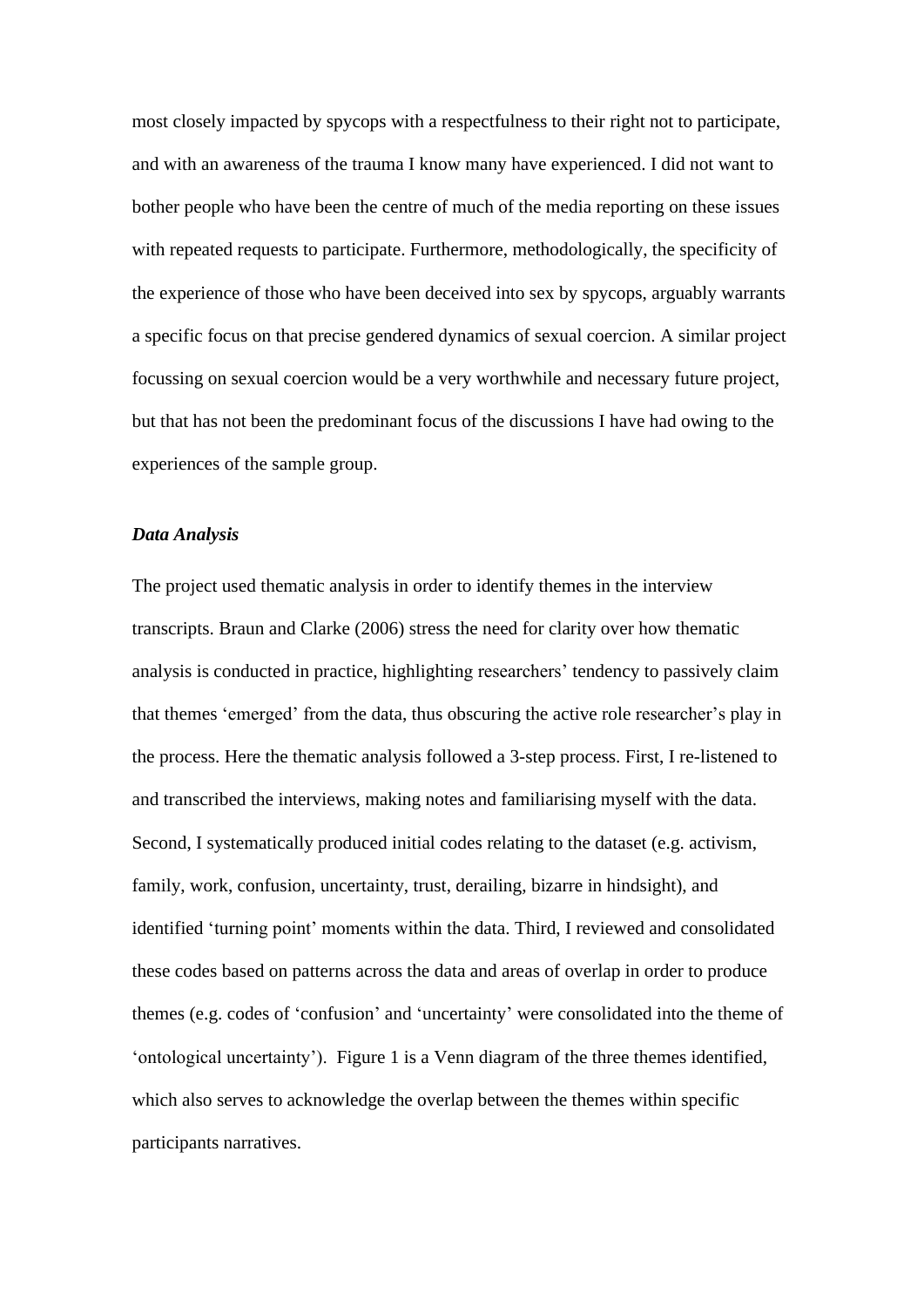most closely impacted by spycops with a respectfulness to their right not to participate, and with an awareness of the trauma I know many have experienced. I did not want to bother people who have been the centre of much of the media reporting on these issues with repeated requests to participate. Furthermore, methodologically, the specificity of the experience of those who have been deceived into sex by spycops, arguably warrants a specific focus on that precise gendered dynamics of sexual coercion. A similar project focussing on sexual coercion would be a very worthwhile and necessary future project, but that has not been the predominant focus of the discussions I have had owing to the experiences of the sample group.

***Data Analysis***

The project used thematic analysis in order to identify themes in the interview transcripts. Braun and Clarke (2006) stress the need for clarity over how thematic analysis is conducted in practice, highlighting researchers' tendency to passively claim that themes 'emerged' from the data, thus obscuring the active role researcher's play in the process. Here the thematic analysis followed a 3-step process. First, I re-listened to and transcribed the interviews, making notes and familiarising myself with the data. Second, I systematically produced initial codes relating to the dataset (e.g. activism, family, work, confusion, uncertainty, trust, derailing, bizarre in hindsight), and identified 'turning point' moments within the data. Third, I reviewed and consolidated these codes based on patterns across the data and areas of overlap in order to produce themes (e.g. codes of 'confusion' and 'uncertainty' were consolidated into the theme of 'ontological uncertainty'). Figure 1 is a Venn diagram of the three themes identified, which also serves to acknowledge the overlap between the themes within specific participants narratives.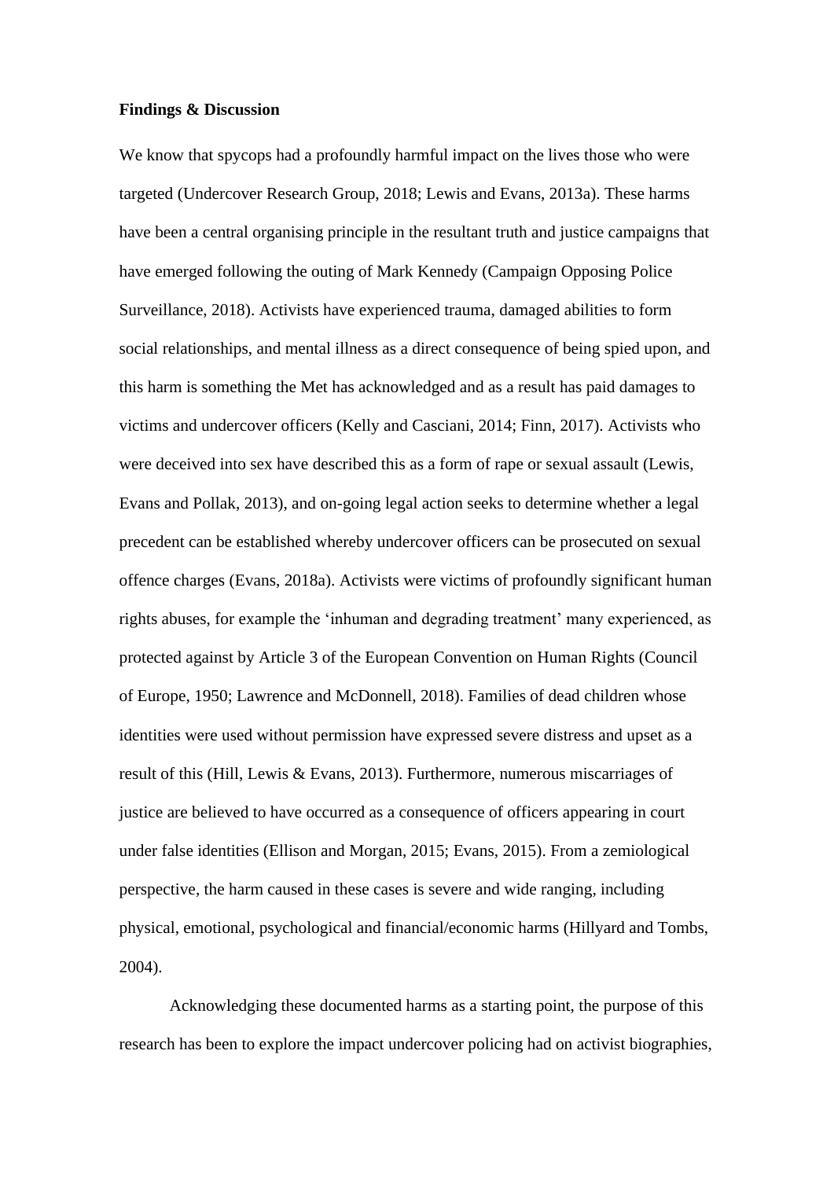**Findings & Discussion**

We know that spycops had a profoundly harmful impact on the lives those who were targeted (Undercover Research Group, 2018; Lewis and Evans, 2013a). These harms have been a central organising principle in the resultant truth and justice campaigns that have emerged following the outing of Mark Kennedy (Campaign Opposing Police Surveillance, 2018). Activists have experienced trauma, damaged abilities to form social relationships, and mental illness as a direct consequence of being spied upon, and this harm is something the Met has acknowledged and as a result has paid damages to victims and undercover officers (Kelly and Casciani, 2014; Finn, 2017). Activists who were deceived into sex have described this as a form of rape or sexual assault (Lewis, Evans and Pollak, 2013), and on-going legal action seeks to determine whether a legal precedent can be established whereby undercover officers can be prosecuted on sexual offence charges (Evans, 2018a). Activists were victims of profoundly significant human rights abuses, for example the 'inhuman and degrading treatment' many experienced, as protected against by Article 3 of the European Convention on Human Rights (Council of Europe, 1950; Lawrence and McDonnell, 2018). Families of dead children whose identities were used without permission have expressed severe distress and upset as a result of this (Hill, Lewis & Evans, 2013). Furthermore, numerous miscarriages of justice are believed to have occurred as a consequence of officers appearing in court under false identities (Ellison and Morgan, 2015; Evans, 2015). From a zemiological perspective, the harm caused in these cases is severe and wide ranging, including physical, emotional, psychological and financial/economic harms (Hillyard and Tombs, 2004).

Acknowledging these documented harms as a starting point, the purpose of this research has been to explore the impact undercover policing had on activist biographies,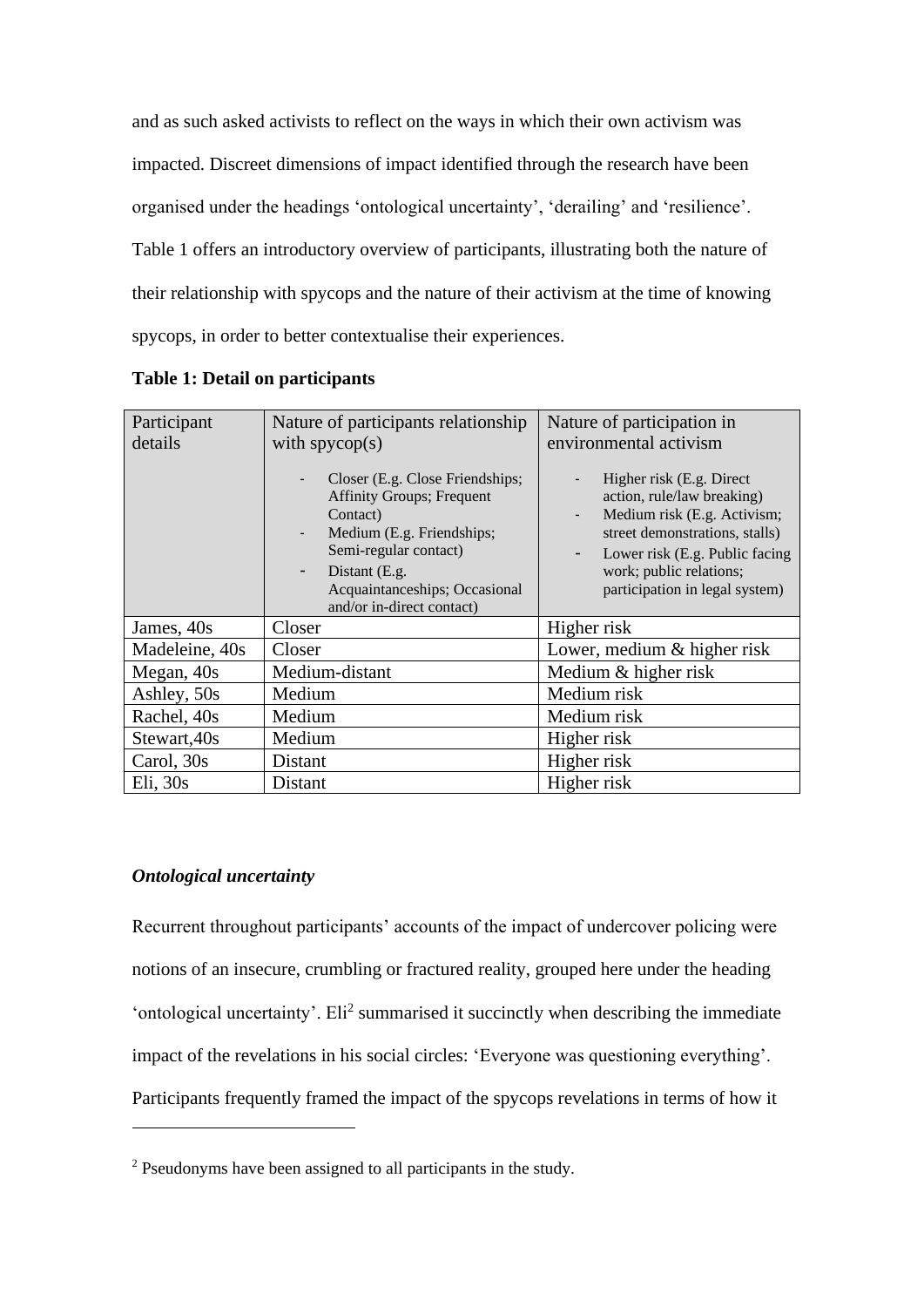and as such asked activists to reflect on the ways in which their own activism was impacted. Discreet dimensions of impact identified through the research have been organised under the headings 'ontological uncertainty', 'derailing' and 'resilience'. Table 1 offers an introductory overview of participants, illustrating both the nature of their relationship with spycops and the nature of their activism at the time of knowing spycops, in order to better contextualise their experiences.

**Table 1: Detail on participants**

| Participant details | Nature of participants relationship with spycop(s)<br>- Closer (E.g. Close Friendships; Affinity Groups; Frequent Contact)<br>- Medium (E.g. Friendships; Semi-regular contact)<br>- Distant (E.g. Acquaintanceships; Occasional and/or in-direct contact) | Nature of participation in environmental activism<br>- Higher risk (E.g. Direct action, rule/law breaking)<br>- Medium risk (E.g. Activism; street demonstrations, stalls)<br>- Lower risk (E.g. Public facing work; public relations; participation in legal system) |
|---|---|---|
| James, 40s | Closer | Higher risk |
| Madeleine, 40s | Closer | Lower, medium & higher risk |
| Megan, 40s | Medium-distant | Medium & higher risk |
| Ashley, 50s | Medium | Medium risk |
| Rachel, 40s | Medium | Medium risk |
| Stewart,40s | Medium | Higher risk |
| Carol, 30s | Distant | Higher risk |
| Eli, 30s | Distant | Higher risk |

### *Ontological uncertainty*

Recurrent throughout participants' accounts of the impact of undercover policing were notions of an insecure, crumbling or fractured reality, grouped here under the heading 'ontological uncertainty'. Eli[2] summarised it succinctly when describing the immediate impact of the revelations in his social circles: 'Everyone was questioning everything'. Participants frequently framed the impact of the spycops revelations in terms of how it

---

[2] Pseudonyms have been assigned to all participants in the study.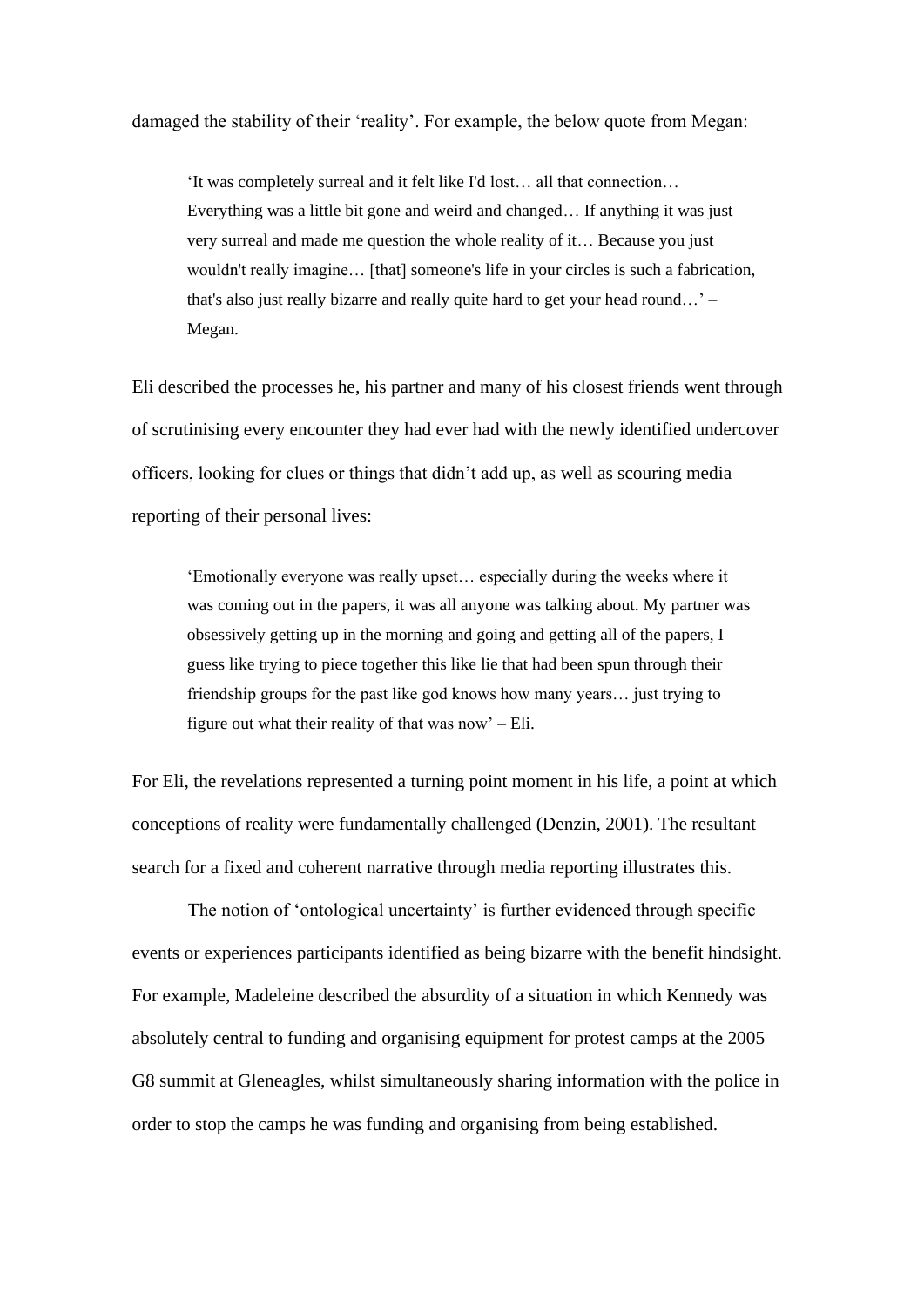damaged the stability of their ‘reality’. For example, the below quote from Megan:

> ‘It was completely surreal and it felt like I'd lost… all that connection… Everything was a little bit gone and weird and changed… If anything it was just very surreal and made me question the whole reality of it… Because you just wouldn't really imagine… [that] someone's life in your circles is such a fabrication, that's also just really bizarre and really quite hard to get your head round…’ – Megan.

Eli described the processes he, his partner and many of his closest friends went through of scrutinising every encounter they had ever had with the newly identified undercover officers, looking for clues or things that didn’t add up, as well as scouring media reporting of their personal lives:

> ‘Emotionally everyone was really upset… especially during the weeks where it was coming out in the papers, it was all anyone was talking about. My partner was obsessively getting up in the morning and going and getting all of the papers, I guess like trying to piece together this like lie that had been spun through their friendship groups for the past like god knows how many years… just trying to figure out what their reality of that was now’ – Eli.

For Eli, the revelations represented a turning point moment in his life, a point at which conceptions of reality were fundamentally challenged (Denzin, 2001). The resultant search for a fixed and coherent narrative through media reporting illustrates this.

The notion of ‘ontological uncertainty’ is further evidenced through specific events or experiences participants identified as being bizarre with the benefit hindsight. For example, Madeleine described the absurdity of a situation in which Kennedy was absolutely central to funding and organising equipment for protest camps at the 2005 G8 summit at Gleneagles, whilst simultaneously sharing information with the police in order to stop the camps he was funding and organising from being established.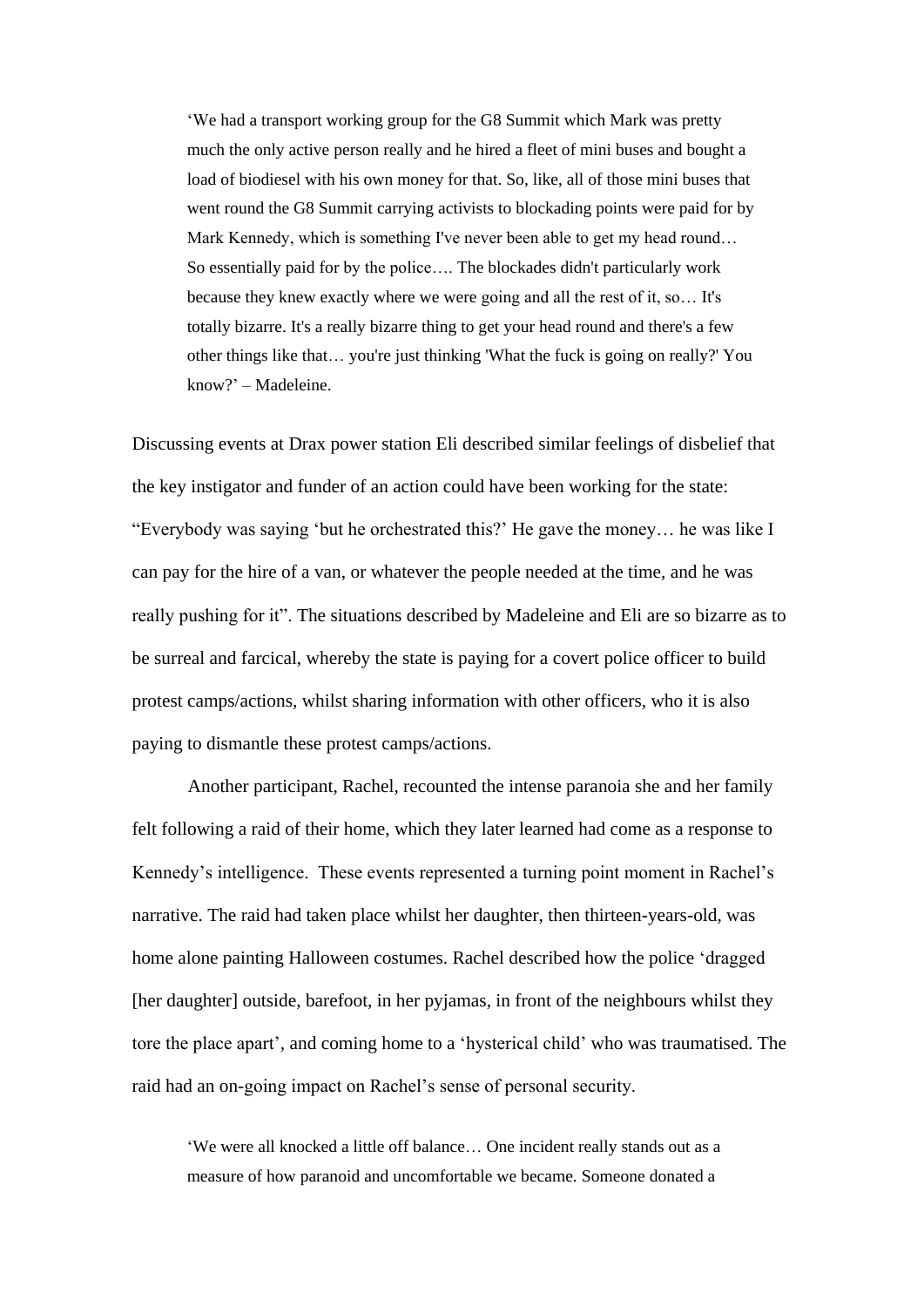> ‘We had a transport working group for the G8 Summit which Mark was pretty much the only active person really and he hired a fleet of mini buses and bought a load of biodiesel with his own money for that. So, like, all of those mini buses that went round the G8 Summit carrying activists to blockading points were paid for by Mark Kennedy, which is something I've never been able to get my head round… So essentially paid for by the police…. The blockades didn't particularly work because they knew exactly where we were going and all the rest of it, so… It's totally bizarre. It's a really bizarre thing to get your head round and there's a few other things like that… you're just thinking 'What the fuck is going on really?' You know?’ – Madeleine.

Discussing events at Drax power station Eli described similar feelings of disbelief that the key instigator and funder of an action could have been working for the state: “Everybody was saying ‘but he orchestrated this?’ He gave the money… he was like I can pay for the hire of a van, or whatever the people needed at the time, and he was really pushing for it”. The situations described by Madeleine and Eli are so bizarre as to be surreal and farcical, whereby the state is paying for a covert police officer to build protest camps/actions, whilst sharing information with other officers, who it is also paying to dismantle these protest camps/actions.

Another participant, Rachel, recounted the intense paranoia she and her family felt following a raid of their home, which they later learned had come as a response to Kennedy’s intelligence. These events represented a turning point moment in Rachel’s narrative. The raid had taken place whilst her daughter, then thirteen-years-old, was home alone painting Halloween costumes. Rachel described how the police ‘dragged [her daughter] outside, barefoot, in her pyjamas, in front of the neighbours whilst they tore the place apart’, and coming home to a ‘hysterical child’ who was traumatised. The raid had an on-going impact on Rachel’s sense of personal security.

> ‘We were all knocked a little off balance… One incident really stands out as a measure of how paranoid and uncomfortable we became. Someone donated a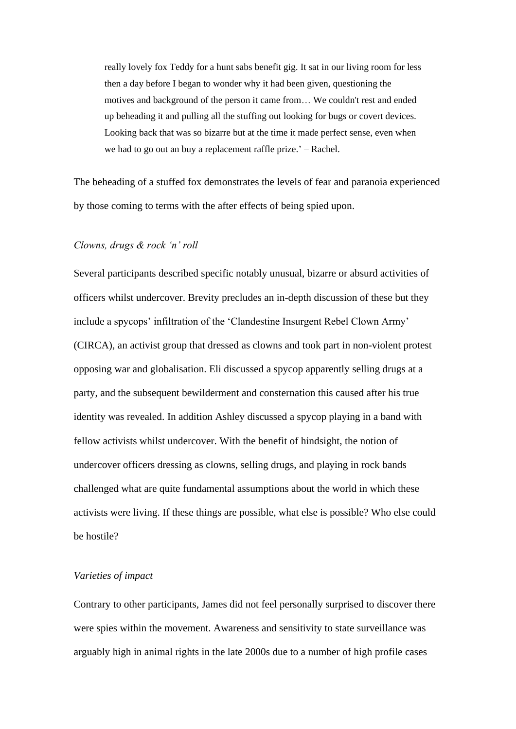> really lovely fox Teddy for a hunt sabs benefit gig. It sat in our living room for less then a day before I began to wonder why it had been given, questioning the motives and background of the person it came from… We couldn't rest and ended up beheading it and pulling all the stuffing out looking for bugs or covert devices. Looking back that was so bizarre but at the time it made perfect sense, even when we had to go out an buy a replacement raffle prize.' – Rachel.

The beheading of a stuffed fox demonstrates the levels of fear and paranoia experienced by those coming to terms with the after effects of being spied upon.

*Clowns, drugs & rock 'n' roll*

Several participants described specific notably unusual, bizarre or absurd activities of officers whilst undercover. Brevity precludes an in-depth discussion of these but they include a spycops' infiltration of the 'Clandestine Insurgent Rebel Clown Army' (CIRCA), an activist group that dressed as clowns and took part in non-violent protest opposing war and globalisation. Eli discussed a spycop apparently selling drugs at a party, and the subsequent bewilderment and consternation this caused after his true identity was revealed. In addition Ashley discussed a spycop playing in a band with fellow activists whilst undercover. With the benefit of hindsight, the notion of undercover officers dressing as clowns, selling drugs, and playing in rock bands challenged what are quite fundamental assumptions about the world in which these activists were living. If these things are possible, what else is possible? Who else could be hostile?

*Varieties of impact*

Contrary to other participants, James did not feel personally surprised to discover there were spies within the movement. Awareness and sensitivity to state surveillance was arguably high in animal rights in the late 2000s due to a number of high profile cases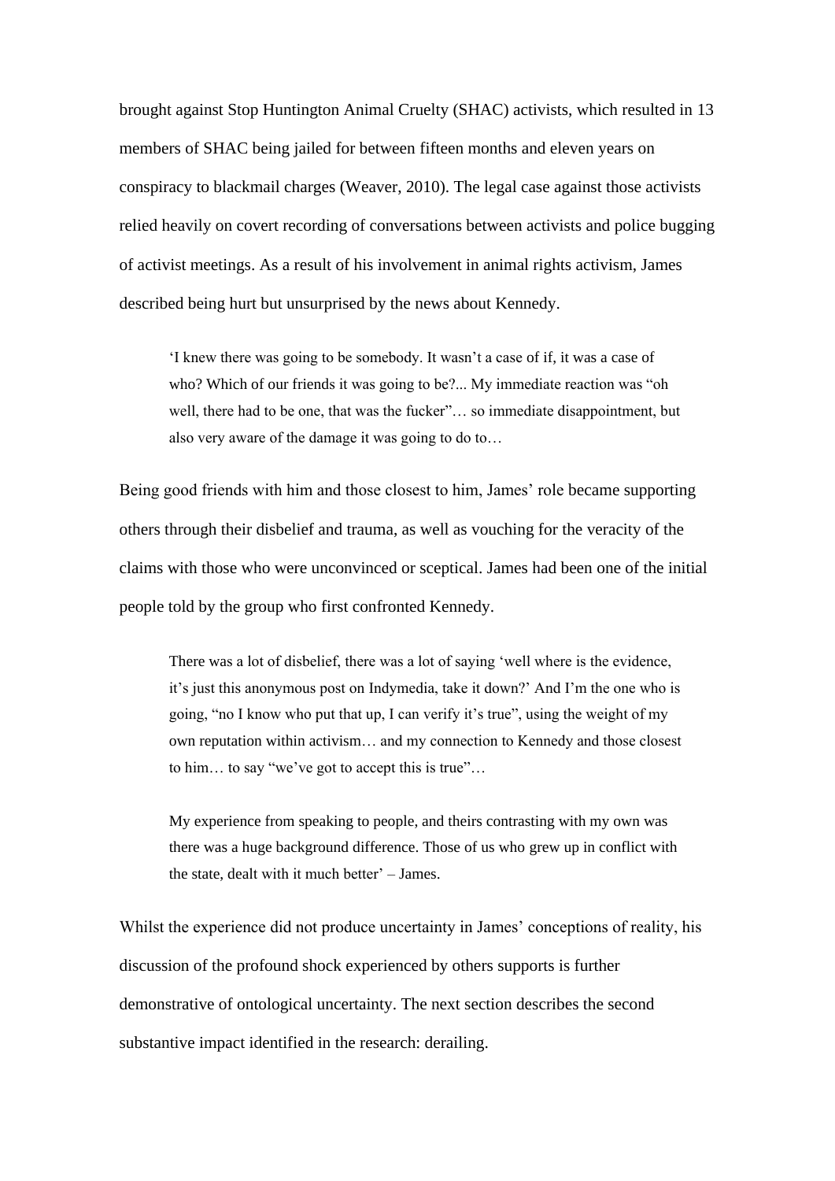brought against Stop Huntington Animal Cruelty (SHAC) activists, which resulted in 13 members of SHAC being jailed for between fifteen months and eleven years on conspiracy to blackmail charges (Weaver, 2010). The legal case against those activists relied heavily on covert recording of conversations between activists and police bugging of activist meetings. As a result of his involvement in animal rights activism, James described being hurt but unsurprised by the news about Kennedy.

> 'I knew there was going to be somebody. It wasn't a case of if, it was a case of who? Which of our friends it was going to be?... My immediate reaction was "oh well, there had to be one, that was the fucker"… so immediate disappointment, but also very aware of the damage it was going to do to…

Being good friends with him and those closest to him, James' role became supporting others through their disbelief and trauma, as well as vouching for the veracity of the claims with those who were unconvinced or sceptical. James had been one of the initial people told by the group who first confronted Kennedy.

> There was a lot of disbelief, there was a lot of saying 'well where is the evidence, it's just this anonymous post on Indymedia, take it down?' And I'm the one who is going, "no I know who put that up, I can verify it's true", using the weight of my own reputation within activism… and my connection to Kennedy and those closest to him… to say "we've got to accept this is true"…
>
> My experience from speaking to people, and theirs contrasting with my own was there was a huge background difference. Those of us who grew up in conflict with the state, dealt with it much better' – James.

Whilst the experience did not produce uncertainty in James' conceptions of reality, his discussion of the profound shock experienced by others supports is further demonstrative of ontological uncertainty. The next section describes the second substantive impact identified in the research: derailing.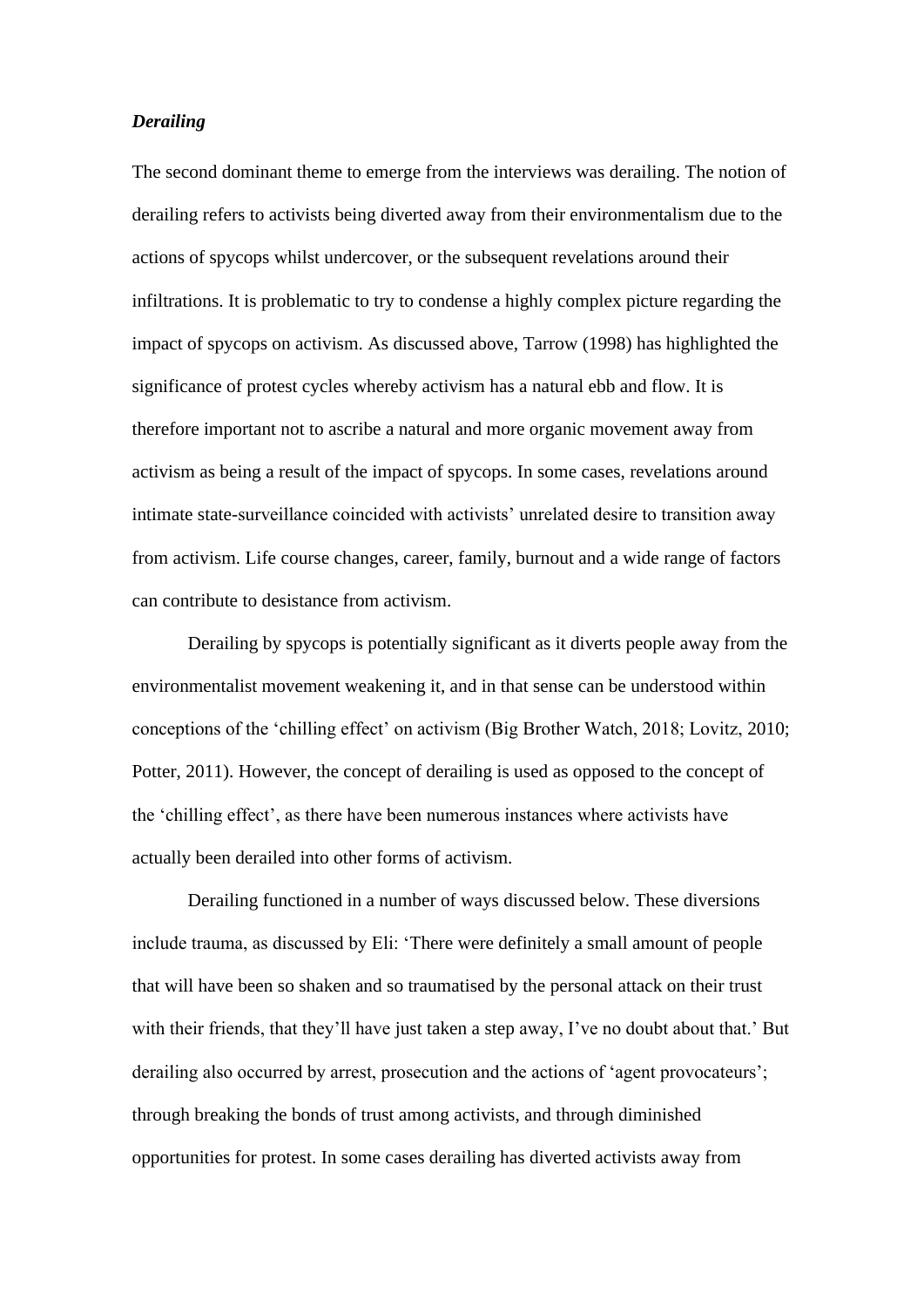***Derailing***

The second dominant theme to emerge from the interviews was derailing. The notion of derailing refers to activists being diverted away from their environmentalism due to the actions of spycops whilst undercover, or the subsequent revelations around their infiltrations. It is problematic to try to condense a highly complex picture regarding the impact of spycops on activism. As discussed above, Tarrow (1998) has highlighted the significance of protest cycles whereby activism has a natural ebb and flow. It is therefore important not to ascribe a natural and more organic movement away from activism as being a result of the impact of spycops. In some cases, revelations around intimate state-surveillance coincided with activists' unrelated desire to transition away from activism. Life course changes, career, family, burnout and a wide range of factors can contribute to desistance from activism.

Derailing by spycops is potentially significant as it diverts people away from the environmentalist movement weakening it, and in that sense can be understood within conceptions of the 'chilling effect' on activism (Big Brother Watch, 2018; Lovitz, 2010; Potter, 2011). However, the concept of derailing is used as opposed to the concept of the 'chilling effect', as there have been numerous instances where activists have actually been derailed into other forms of activism.

Derailing functioned in a number of ways discussed below. These diversions include trauma, as discussed by Eli: 'There were definitely a small amount of people that will have been so shaken and so traumatised by the personal attack on their trust with their friends, that they'll have just taken a step away, I've no doubt about that.' But derailing also occurred by arrest, prosecution and the actions of 'agent provocateurs'; through breaking the bonds of trust among activists, and through diminished opportunities for protest. In some cases derailing has diverted activists away from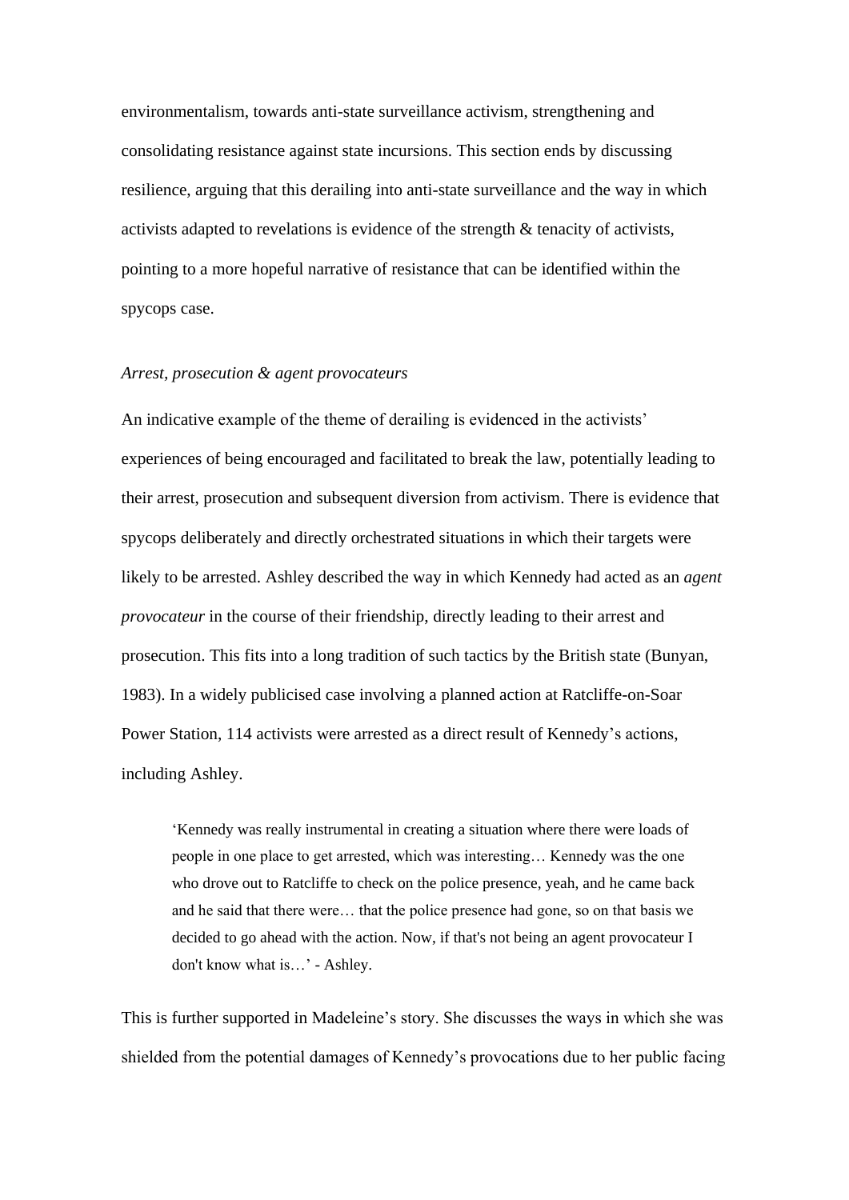environmentalism, towards anti-state surveillance activism, strengthening and consolidating resistance against state incursions. This section ends by discussing resilience, arguing that this derailing into anti-state surveillance and the way in which activists adapted to revelations is evidence of the strength & tenacity of activists, pointing to a more hopeful narrative of resistance that can be identified within the spycops case.

*Arrest, prosecution & agent provocateurs*

An indicative example of the theme of derailing is evidenced in the activists' experiences of being encouraged and facilitated to break the law, potentially leading to their arrest, prosecution and subsequent diversion from activism. There is evidence that spycops deliberately and directly orchestrated situations in which their targets were likely to be arrested. Ashley described the way in which Kennedy had acted as an *agent provocateur* in the course of their friendship, directly leading to their arrest and prosecution. This fits into a long tradition of such tactics by the British state (Bunyan, 1983). In a widely publicised case involving a planned action at Ratcliffe-on-Soar Power Station, 114 activists were arrested as a direct result of Kennedy's actions, including Ashley.

> 'Kennedy was really instrumental in creating a situation where there were loads of people in one place to get arrested, which was interesting… Kennedy was the one who drove out to Ratcliffe to check on the police presence, yeah, and he came back and he said that there were… that the police presence had gone, so on that basis we decided to go ahead with the action. Now, if that's not being an agent provocateur I don't know what is…' - Ashley.

This is further supported in Madeleine's story. She discusses the ways in which she was shielded from the potential damages of Kennedy's provocations due to her public facing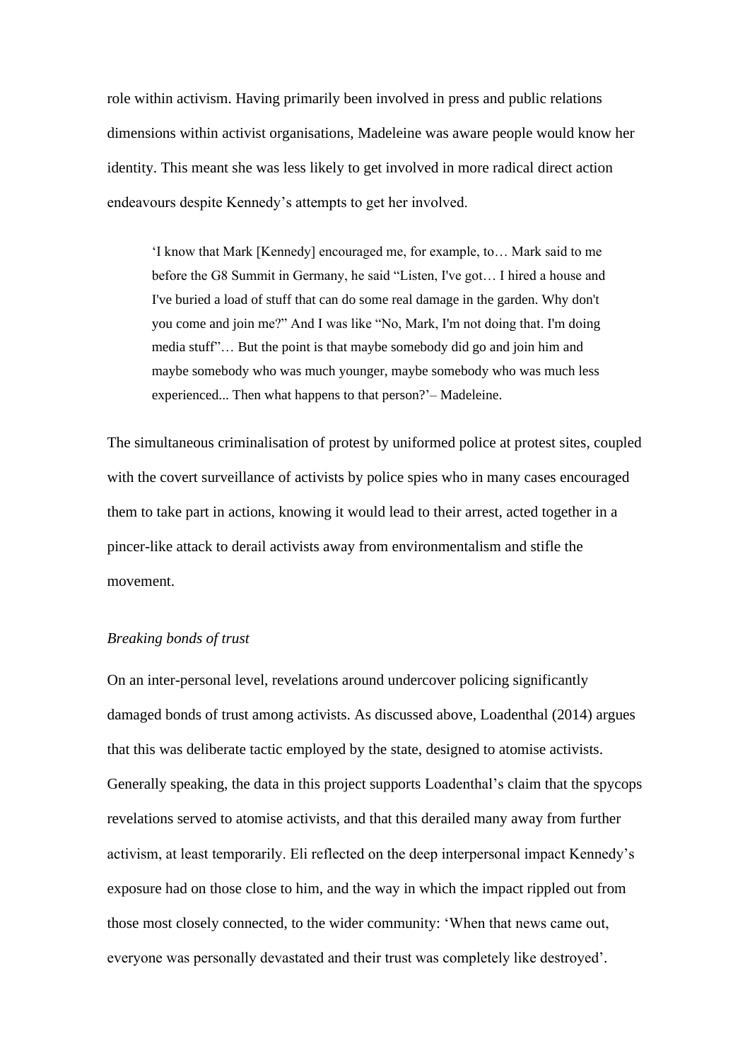role within activism. Having primarily been involved in press and public relations dimensions within activist organisations, Madeleine was aware people would know her identity. This meant she was less likely to get involved in more radical direct action endeavours despite Kennedy's attempts to get her involved.

> 'I know that Mark [Kennedy] encouraged me, for example, to… Mark said to me before the G8 Summit in Germany, he said "Listen, I've got… I hired a house and I've buried a load of stuff that can do some real damage in the garden. Why don't you come and join me?" And I was like "No, Mark, I'm not doing that. I'm doing media stuff"… But the point is that maybe somebody did go and join him and maybe somebody who was much younger, maybe somebody who was much less experienced... Then what happens to that person?'– Madeleine.

The simultaneous criminalisation of protest by uniformed police at protest sites, coupled with the covert surveillance of activists by police spies who in many cases encouraged them to take part in actions, knowing it would lead to their arrest, acted together in a pincer-like attack to derail activists away from environmentalism and stifle the movement.

*Breaking bonds of trust*

On an inter-personal level, revelations around undercover policing significantly damaged bonds of trust among activists. As discussed above, Loadenthal (2014) argues that this was deliberate tactic employed by the state, designed to atomise activists. Generally speaking, the data in this project supports Loadenthal's claim that the spycops revelations served to atomise activists, and that this derailed many away from further activism, at least temporarily. Eli reflected on the deep interpersonal impact Kennedy's exposure had on those close to him, and the way in which the impact rippled out from those most closely connected, to the wider community: 'When that news came out, everyone was personally devastated and their trust was completely like destroyed'.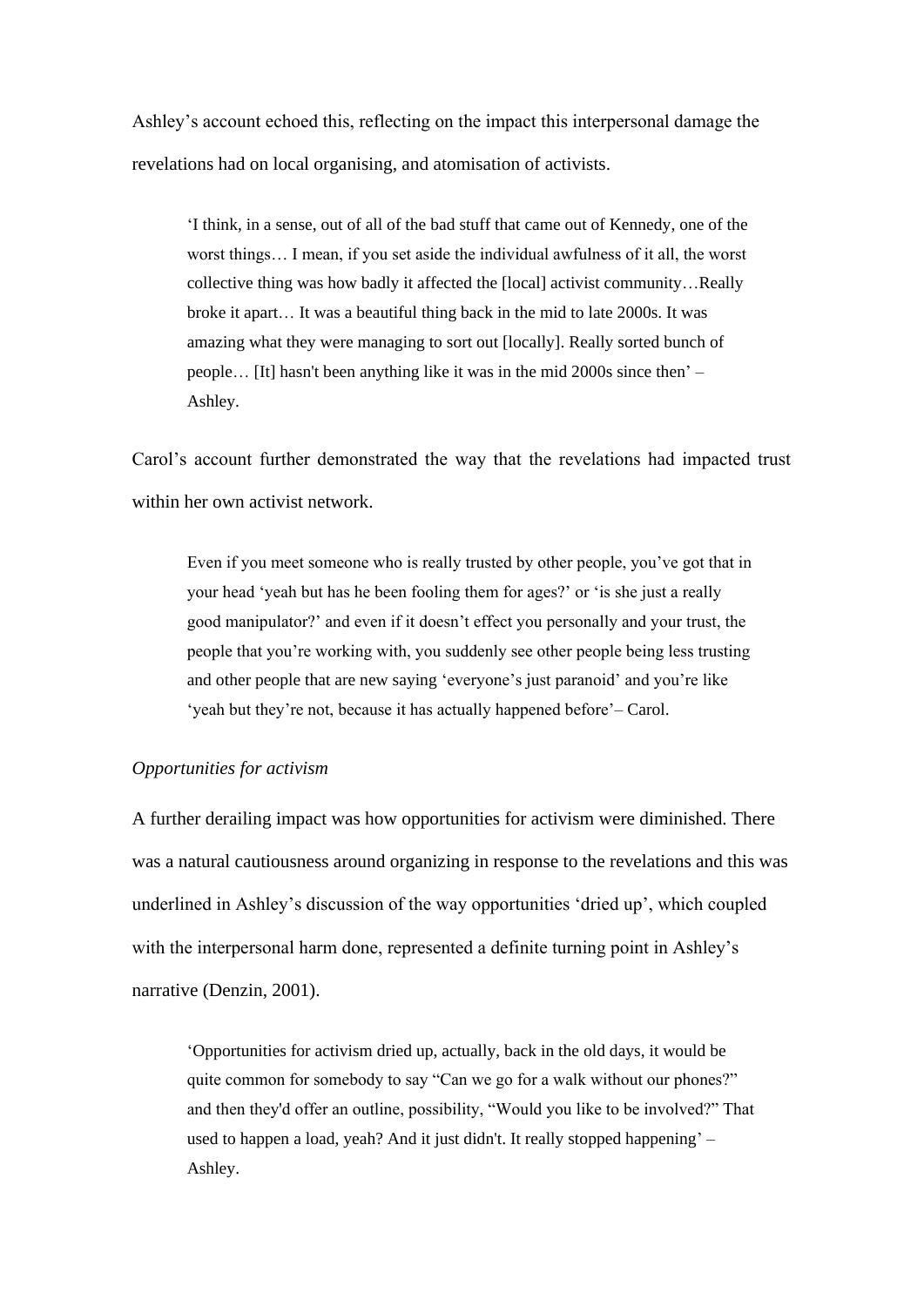Ashley’s account echoed this, reflecting on the impact this interpersonal damage the revelations had on local organising, and atomisation of activists.

> ‘I think, in a sense, out of all of the bad stuff that came out of Kennedy, one of the worst things… I mean, if you set aside the individual awfulness of it all, the worst collective thing was how badly it affected the [local] activist community…Really broke it apart… It was a beautiful thing back in the mid to late 2000s. It was amazing what they were managing to sort out [locally]. Really sorted bunch of people… [It] hasn't been anything like it was in the mid 2000s since then’ – Ashley.

Carol’s account further demonstrated the way that the revelations had impacted trust within her own activist network.

> Even if you meet someone who is really trusted by other people, you’ve got that in your head ‘yeah but has he been fooling them for ages?’ or ‘is she just a really good manipulator?’ and even if it doesn’t effect you personally and your trust, the people that you’re working with, you suddenly see other people being less trusting and other people that are new saying ‘everyone’s just paranoid’ and you’re like ‘yeah but they’re not, because it has actually happened before’– Carol.

*Opportunities for activism*

A further derailing impact was how opportunities for activism were diminished. There was a natural cautiousness around organizing in response to the revelations and this was underlined in Ashley’s discussion of the way opportunities ‘dried up’, which coupled with the interpersonal harm done, represented a definite turning point in Ashley’s narrative (Denzin, 2001).

> ‘Opportunities for activism dried up, actually, back in the old days, it would be quite common for somebody to say “Can we go for a walk without our phones?” and then they'd offer an outline, possibility, “Would you like to be involved?” That used to happen a load, yeah? And it just didn't. It really stopped happening’ – Ashley.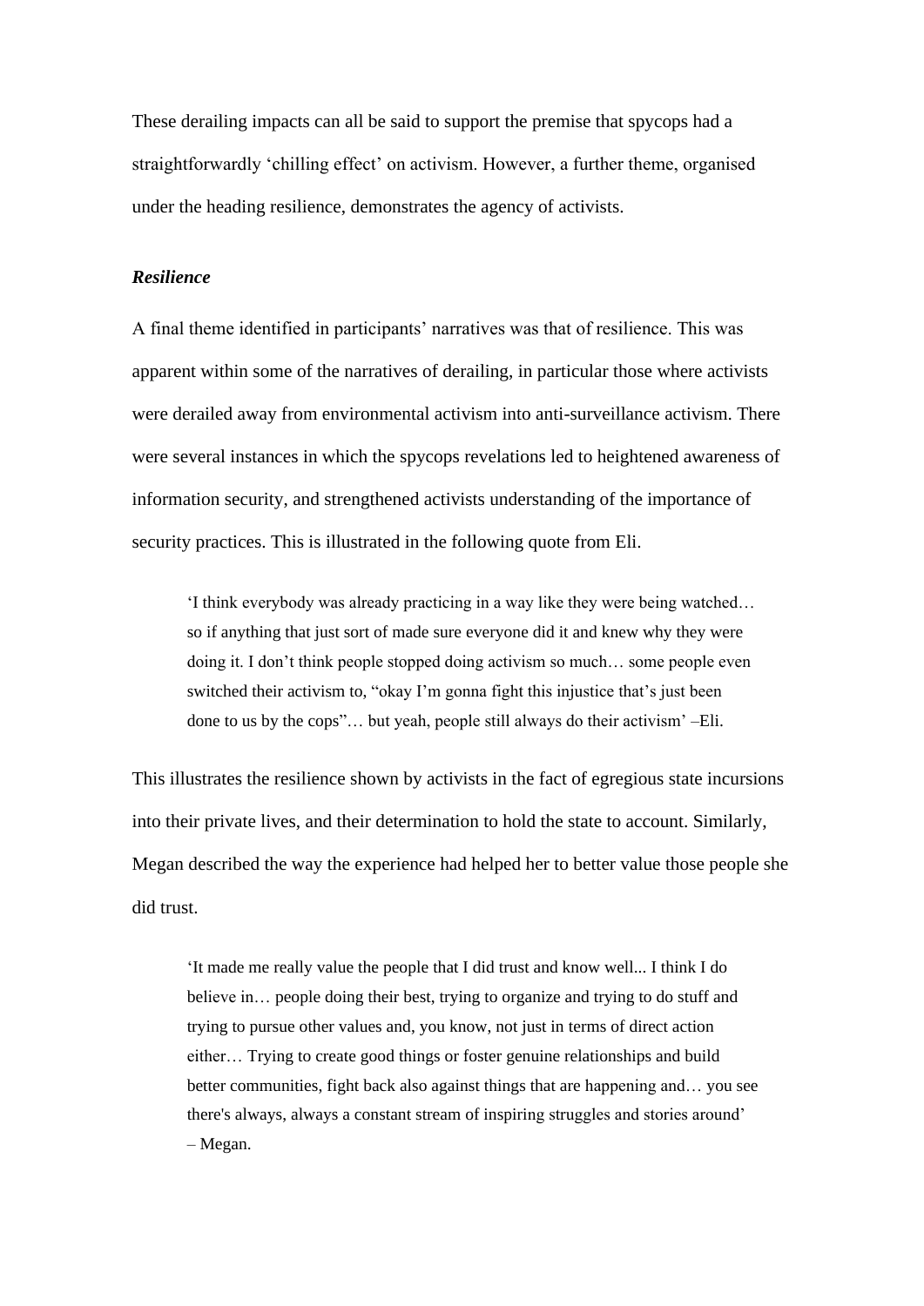These derailing impacts can all be said to support the premise that spycops had a straightforwardly 'chilling effect' on activism. However, a further theme, organised under the heading resilience, demonstrates the agency of activists.

***Resilience***

A final theme identified in participants' narratives was that of resilience. This was apparent within some of the narratives of derailing, in particular those where activists were derailed away from environmental activism into anti-surveillance activism. There were several instances in which the spycops revelations led to heightened awareness of information security, and strengthened activists understanding of the importance of security practices. This is illustrated in the following quote from Eli.

> 'I think everybody was already practicing in a way like they were being watched… so if anything that just sort of made sure everyone did it and knew why they were doing it. I don't think people stopped doing activism so much… some people even switched their activism to, "okay I'm gonna fight this injustice that's just been done to us by the cops"… but yeah, people still always do their activism' –Eli.

This illustrates the resilience shown by activists in the fact of egregious state incursions into their private lives, and their determination to hold the state to account. Similarly, Megan described the way the experience had helped her to better value those people she did trust.

> 'It made me really value the people that I did trust and know well... I think I do believe in… people doing their best, trying to organize and trying to do stuff and trying to pursue other values and, you know, not just in terms of direct action either… Trying to create good things or foster genuine relationships and build better communities, fight back also against things that are happening and… you see there's always, always a constant stream of inspiring struggles and stories around' – Megan.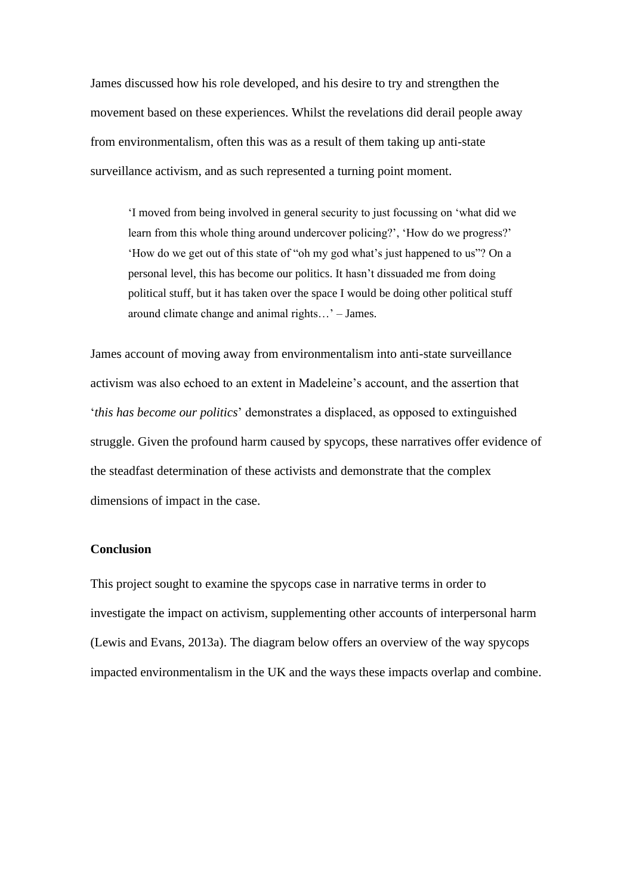James discussed how his role developed, and his desire to try and strengthen the movement based on these experiences. Whilst the revelations did derail people away from environmentalism, often this was as a result of them taking up anti-state surveillance activism, and as such represented a turning point moment.

> 'I moved from being involved in general security to just focussing on 'what did we learn from this whole thing around undercover policing?', 'How do we progress?' 'How do we get out of this state of "oh my god what's just happened to us"? On a personal level, this has become our politics. It hasn't dissuaded me from doing political stuff, but it has taken over the space I would be doing other political stuff around climate change and animal rights…' – James.

James account of moving away from environmentalism into anti-state surveillance activism was also echoed to an extent in Madeleine's account, and the assertion that '*this has become our politics*' demonstrates a displaced, as opposed to extinguished struggle. Given the profound harm caused by spycops, these narratives offer evidence of the steadfast determination of these activists and demonstrate that the complex dimensions of impact in the case.

**Conclusion**

This project sought to examine the spycops case in narrative terms in order to investigate the impact on activism, supplementing other accounts of interpersonal harm (Lewis and Evans, 2013a). The diagram below offers an overview of the way spycops impacted environmentalism in the UK and the ways these impacts overlap and combine.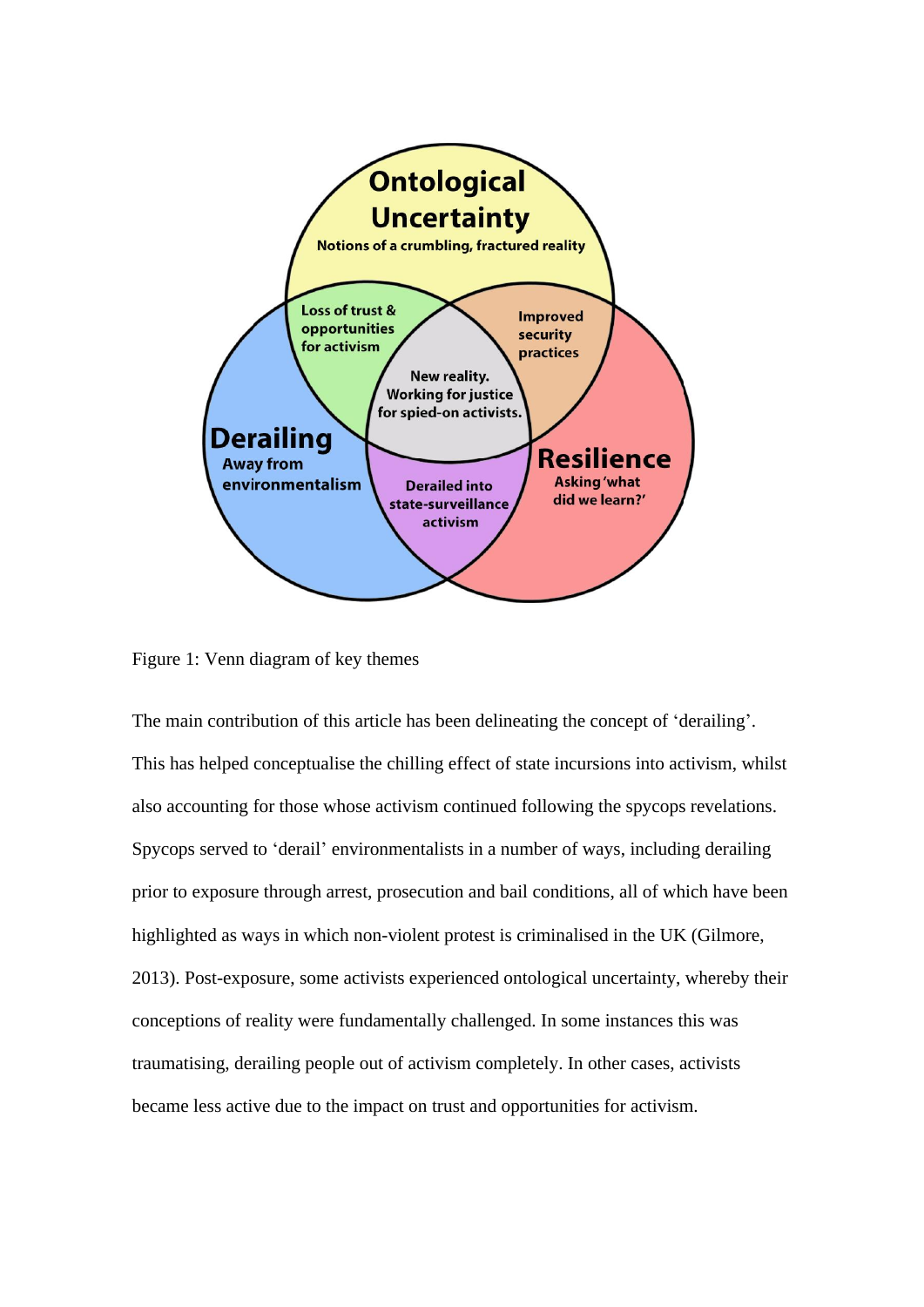Figure 1: Venn diagram of key themes

The main contribution of this article has been delineating the concept of 'derailing'. This has helped conceptualise the chilling effect of state incursions into activism, whilst also accounting for those whose activism continued following the spycops revelations. Spycops served to 'derail' environmentalists in a number of ways, including derailing prior to exposure through arrest, prosecution and bail conditions, all of which have been highlighted as ways in which non-violent protest is criminalised in the UK (Gilmore, 2013). Post-exposure, some activists experienced ontological uncertainty, whereby their conceptions of reality were fundamentally challenged. In some instances this was traumatising, derailing people out of activism completely. In other cases, activists became less active due to the impact on trust and opportunities for activism.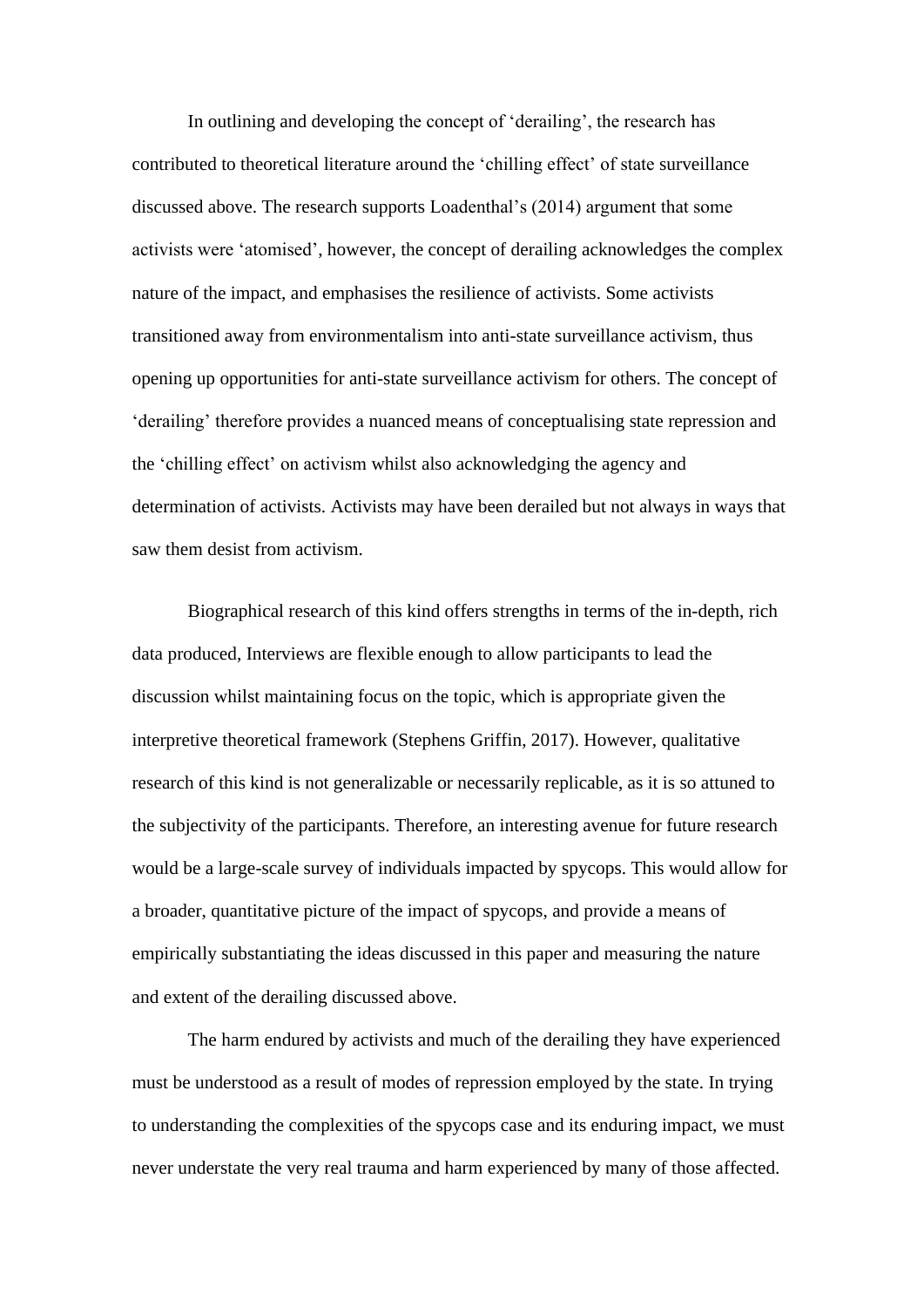In outlining and developing the concept of ‘derailing’, the research has contributed to theoretical literature around the ‘chilling effect’ of state surveillance discussed above. The research supports Loadenthal’s (2014) argument that some activists were ‘atomised’, however, the concept of derailing acknowledges the complex nature of the impact, and emphasises the resilience of activists. Some activists transitioned away from environmentalism into anti-state surveillance activism, thus opening up opportunities for anti-state surveillance activism for others. The concept of ‘derailing’ therefore provides a nuanced means of conceptualising state repression and the ‘chilling effect’ on activism whilst also acknowledging the agency and determination of activists. Activists may have been derailed but not always in ways that saw them desist from activism.

Biographical research of this kind offers strengths in terms of the in-depth, rich data produced, Interviews are flexible enough to allow participants to lead the discussion whilst maintaining focus on the topic, which is appropriate given the interpretive theoretical framework (Stephens Griffin, 2017). However, qualitative research of this kind is not generalizable or necessarily replicable, as it is so attuned to the subjectivity of the participants. Therefore, an interesting avenue for future research would be a large-scale survey of individuals impacted by spycops. This would allow for a broader, quantitative picture of the impact of spycops, and provide a means of empirically substantiating the ideas discussed in this paper and measuring the nature and extent of the derailing discussed above.

The harm endured by activists and much of the derailing they have experienced must be understood as a result of modes of repression employed by the state. In trying to understanding the complexities of the spycops case and its enduring impact, we must never understate the very real trauma and harm experienced by many of those affected.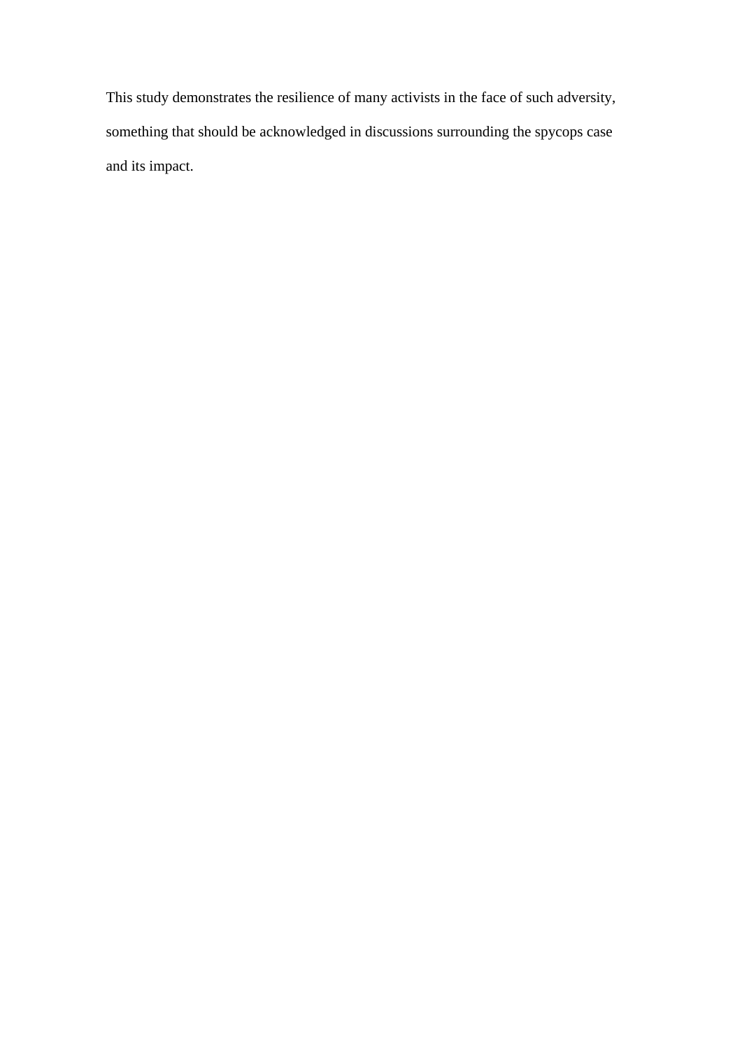This study demonstrates the resilience of many activists in the face of such adversity, something that should be acknowledged in discussions surrounding the spycops case and its impact.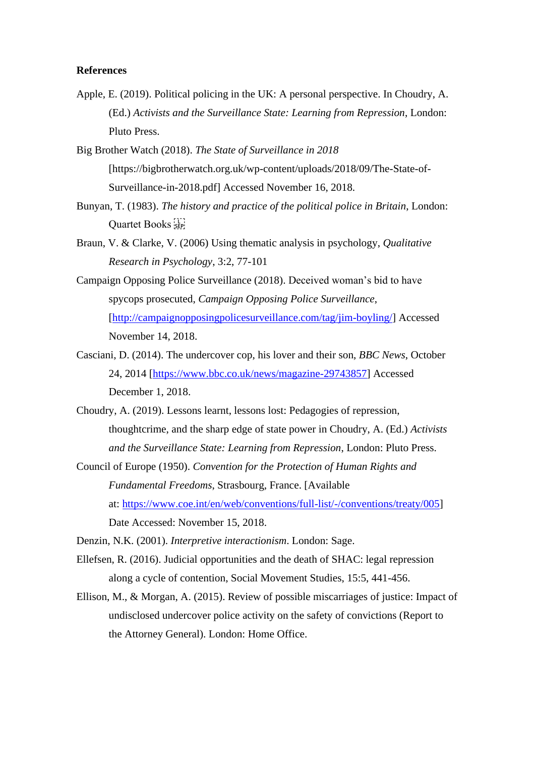**References**

Apple, E. (2019). Political policing in the UK: A personal perspective. In Choudry, A. (Ed.) *Activists and the Surveillance State: Learning from Repression*, London: Pluto Press.

Big Brother Watch (2018). *The State of Surveillance in 2018* [https://bigbrotherwatch.org.uk/wp-content/uploads/2018/09/The-State-of-Surveillance-in-2018.pdf] Accessed November 16, 2018.

Bunyan, T. (1983). *The history and practice of the political police in Britain*, London: Quartet Books

Braun, V. & Clarke, V. (2006) Using thematic analysis in psychology, *Qualitative Research in Psychology*, 3:2, 77-101

Campaign Opposing Police Surveillance (2018). Deceived woman's bid to have spycops prosecuted, *Campaign Opposing Police Surveillance*, [http://campaignopposingpolicesurveillance.com/tag/jim-boyling/] Accessed November 14, 2018.

Casciani, D. (2014). The undercover cop, his lover and their son, *BBC News*, October 24, 2014 [https://www.bbc.co.uk/news/magazine-29743857] Accessed December 1, 2018.

Choudry, A. (2019). Lessons learnt, lessons lost: Pedagogies of repression, thoughtcrime, and the sharp edge of state power in Choudry, A. (Ed.) *Activists and the Surveillance State: Learning from Repression*, London: Pluto Press.

Council of Europe (1950). *Convention for the Protection of Human Rights and Fundamental Freedoms*, Strasbourg, France. [Available at: https://www.coe.int/en/web/conventions/full-list/-/conventions/treaty/005] Date Accessed: November 15, 2018.

Denzin, N.K. (2001). *Interpretive interactionism*. London: Sage.

Ellefsen, R. (2016). Judicial opportunities and the death of SHAC: legal repression along a cycle of contention, Social Movement Studies, 15:5, 441-456.

Ellison, M., & Morgan, A. (2015). Review of possible miscarriages of justice: Impact of undisclosed undercover police activity on the safety of convictions (Report to the Attorney General). London: Home Office.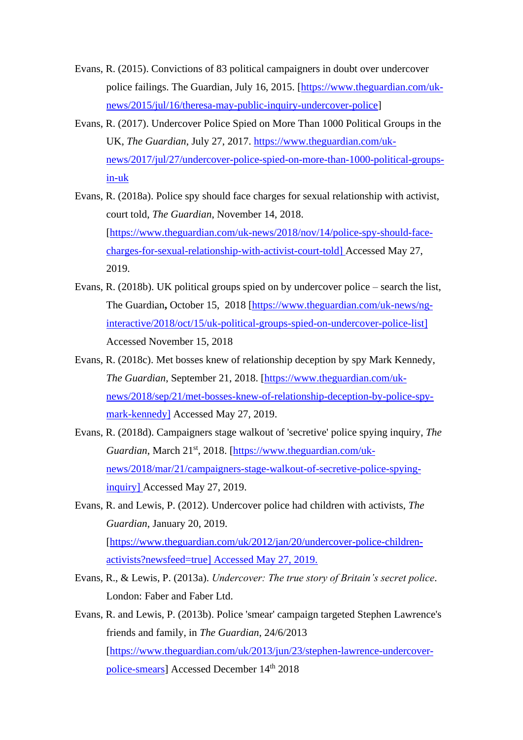Evans, R. (2015). Convictions of 83 political campaigners in doubt over undercover police failings. The Guardian, July 16, 2015. [https://www.theguardian.com/uk-news/2015/jul/16/theresa-may-public-inquiry-undercover-police]

Evans, R. (2017). Undercover Police Spied on More Than 1000 Political Groups in the UK, *The Guardian*, July 27, 2017. https://www.theguardian.com/uk-news/2017/jul/27/undercover-police-spied-on-more-than-1000-political-groups-in-uk

Evans, R. (2018a). Police spy should face charges for sexual relationship with activist, court told, *The Guardian*, November 14, 2018. [https://www.theguardian.com/uk-news/2018/nov/14/police-spy-should-face-charges-for-sexual-relationship-with-activist-court-told] Accessed May 27, 2019.

Evans, R. (2018b). UK political groups spied on by undercover police – search the list, The Guardian**,** October 15, 2018 [https://www.theguardian.com/uk-news/ng-interactive/2018/oct/15/uk-political-groups-spied-on-undercover-police-list] Accessed November 15, 2018

Evans, R. (2018c). Met bosses knew of relationship deception by spy Mark Kennedy, *The Guardian*, September 21, 2018. [https://www.theguardian.com/uk-news/2018/sep/21/met-bosses-knew-of-relationship-deception-by-police-spy-mark-kennedy] Accessed May 27, 2019.

Evans, R. (2018d). Campaigners stage walkout of 'secretive' police spying inquiry, *The Guardian*, March 21st, 2018. [https://www.theguardian.com/uk-news/2018/mar/21/campaigners-stage-walkout-of-secretive-police-spying-inquiry] Accessed May 27, 2019.

Evans, R. and Lewis, P. (2012). Undercover police had children with activists, *The Guardian*, January 20, 2019. [https://www.theguardian.com/uk/2012/jan/20/undercover-police-children-activists?newsfeed=true] Accessed May 27, 2019.

Evans, R., & Lewis, P. (2013a). *Undercover: The true story of Britain's secret police*. London: Faber and Faber Ltd.

Evans, R. and Lewis, P. (2013b). Police 'smear' campaign targeted Stephen Lawrence's friends and family, in *The Guardian*, 24/6/2013 [https://www.theguardian.com/uk/2013/jun/23/stephen-lawrence-undercover-police-smears] Accessed December 14th 2018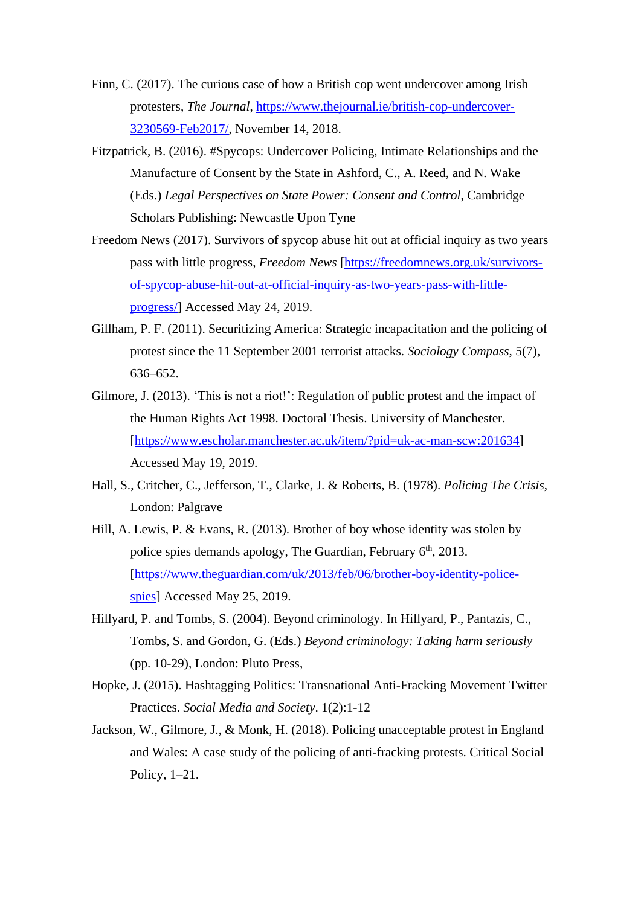Finn, C. (2017). The curious case of how a British cop went undercover among Irish protesters, *The Journal*, https://www.thejournal.ie/british-cop-undercover-3230569-Feb2017/, November 14, 2018.

Fitzpatrick, B. (2016). #Spycops: Undercover Policing, Intimate Relationships and the Manufacture of Consent by the State in Ashford, C., A. Reed, and N. Wake (Eds.) *Legal Perspectives on State Power: Consent and Control*, Cambridge Scholars Publishing: Newcastle Upon Tyne

Freedom News (2017). Survivors of spycop abuse hit out at official inquiry as two years pass with little progress, *Freedom News* [https://freedomnews.org.uk/survivors-of-spycop-abuse-hit-out-at-official-inquiry-as-two-years-pass-with-little-progress/] Accessed May 24, 2019.

Gillham, P. F. (2011). Securitizing America: Strategic incapacitation and the policing of protest since the 11 September 2001 terrorist attacks. *Sociology Compass*, 5(7), 636–652.

Gilmore, J. (2013). 'This is not a riot!': Regulation of public protest and the impact of the Human Rights Act 1998. Doctoral Thesis. University of Manchester. [https://www.escholar.manchester.ac.uk/item/?pid=uk-ac-man-scw:201634] Accessed May 19, 2019.

Hall, S., Critcher, C., Jefferson, T., Clarke, J. & Roberts, B. (1978). *Policing The Crisis*, London: Palgrave

Hill, A. Lewis, P. & Evans, R. (2013). Brother of boy whose identity was stolen by police spies demands apology, The Guardian, February 6th, 2013. [https://www.theguardian.com/uk/2013/feb/06/brother-boy-identity-police-spies] Accessed May 25, 2019.

Hillyard, P. and Tombs, S. (2004). Beyond criminology. In Hillyard, P., Pantazis, C., Tombs, S. and Gordon, G. (Eds.) *Beyond criminology: Taking harm seriously* (pp. 10-29), London: Pluto Press,

Hopke, J. (2015). Hashtagging Politics: Transnational Anti-Fracking Movement Twitter Practices. *Social Media and Society*. 1(2):1-12

Jackson, W., Gilmore, J., & Monk, H. (2018). Policing unacceptable protest in England and Wales: A case study of the policing of anti-fracking protests. Critical Social Policy, 1–21.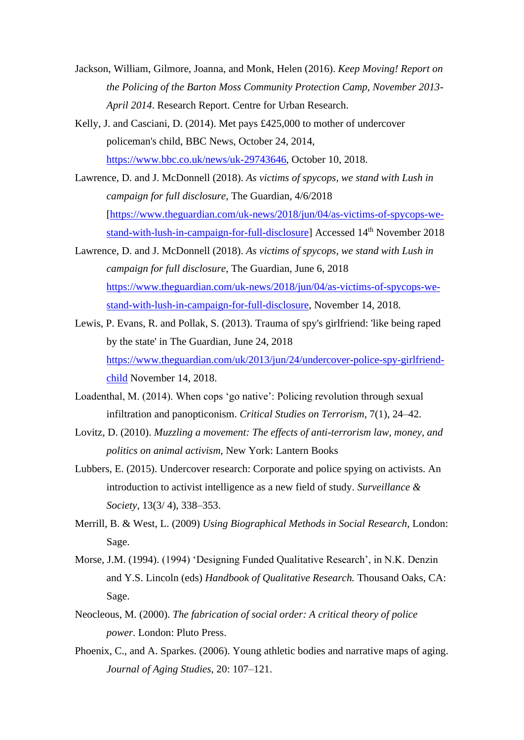Jackson, William, Gilmore, Joanna, and Monk, Helen (2016). *Keep Moving! Report on the Policing of the Barton Moss Community Protection Camp, November 2013-April 2014*. Research Report. Centre for Urban Research.

Kelly, J. and Casciani, D. (2014). Met pays £425,000 to mother of undercover policeman's child, BBC News, October 24, 2014, https://www.bbc.co.uk/news/uk-29743646, October 10, 2018.

Lawrence, D. and J. McDonnell (2018). *As victims of spycops, we stand with Lush in campaign for full disclosure*, The Guardian, 4/6/2018 [https://www.theguardian.com/uk-news/2018/jun/04/as-victims-of-spycops-we-stand-with-lush-in-campaign-for-full-disclosure] Accessed 14th November 2018

Lawrence, D. and J. McDonnell (2018). *As victims of spycops, we stand with Lush in campaign for full disclosure*, The Guardian, June 6, 2018 https://www.theguardian.com/uk-news/2018/jun/04/as-victims-of-spycops-we-stand-with-lush-in-campaign-for-full-disclosure, November 14, 2018.

Lewis, P. Evans, R. and Pollak, S. (2013). Trauma of spy's girlfriend: 'like being raped by the state' in The Guardian, June 24, 2018 https://www.theguardian.com/uk/2013/jun/24/undercover-police-spy-girlfriend-child November 14, 2018.

Loadenthal, M. (2014). When cops 'go native': Policing revolution through sexual infiltration and panopticonism. *Critical Studies on Terrorism*, 7(1), 24–42.

Lovitz, D. (2010). *Muzzling a movement: The effects of anti-terrorism law, money, and politics on animal activism*, New York: Lantern Books

Lubbers, E. (2015). Undercover research: Corporate and police spying on activists. An introduction to activist intelligence as a new field of study. *Surveillance & Society*, 13(3/ 4), 338–353.

Merrill, B. & West, L. (2009) *Using Biographical Methods in Social Research*, London: Sage.

Morse, J.M. (1994). (1994) 'Designing Funded Qualitative Research', in N.K. Denzin and Y.S. Lincoln (eds) *Handbook of Qualitative Research.* Thousand Oaks, CA: Sage.

Neocleous, M. (2000). *The fabrication of social order: A critical theory of police power*. London: Pluto Press.

Phoenix, C., and A. Sparkes. (2006). Young athletic bodies and narrative maps of aging. *Journal of Aging Studies*, 20: 107–121.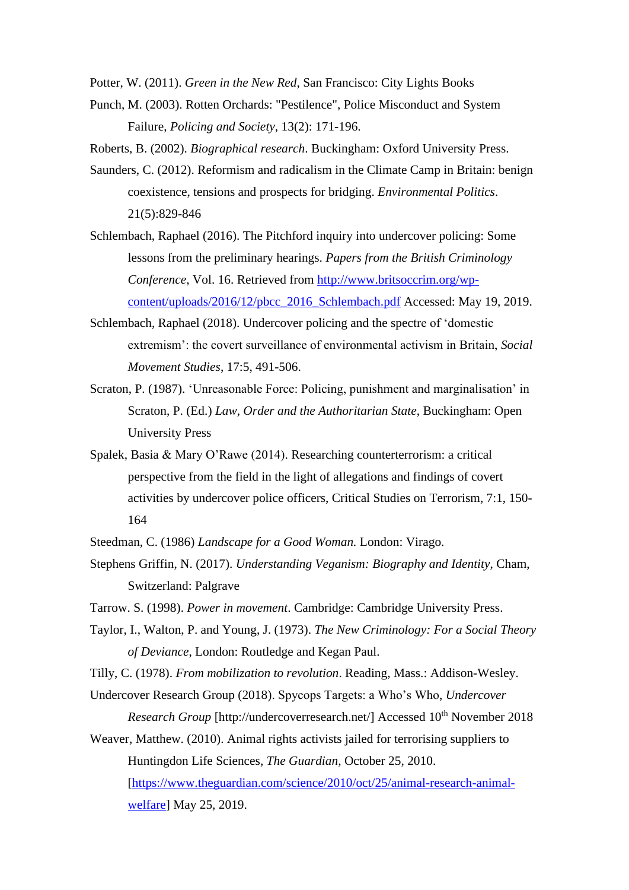Potter, W. (2011). *Green in the New Red*, San Francisco: City Lights Books

Punch, M. (2003). Rotten Orchards: "Pestilence", Police Misconduct and System Failure, *Policing and Society*, 13(2): 171-196.

Roberts, B. (2002). *Biographical research*. Buckingham: Oxford University Press.

Saunders, C. (2012). Reformism and radicalism in the Climate Camp in Britain: benign coexistence, tensions and prospects for bridging. *Environmental Politics*. 21(5):829-846

Schlembach, Raphael (2016). The Pitchford inquiry into undercover policing: Some lessons from the preliminary hearings. *Papers from the British Criminology Conference*, Vol. 16. Retrieved from http://www.britsoccrim.org/wp-content/uploads/2016/12/pbcc_2016_Schlembach.pdf Accessed: May 19, 2019.

Schlembach, Raphael (2018). Undercover policing and the spectre of 'domestic extremism': the covert surveillance of environmental activism in Britain, *Social Movement Studies*, 17:5, 491-506.

Scraton, P. (1987). 'Unreasonable Force: Policing, punishment and marginalisation' in Scraton, P. (Ed.) *Law, Order and the Authoritarian State*, Buckingham: Open University Press

Spalek, Basia & Mary O'Rawe (2014). Researching counterterrorism: a critical perspective from the field in the light of allegations and findings of covert activities by undercover police officers, Critical Studies on Terrorism, 7:1, 150-164

Steedman, C. (1986) *Landscape for a Good Woman.* London: Virago.

Stephens Griffin, N. (2017). *Understanding Veganism: Biography and Identity*, Cham, Switzerland: Palgrave

Tarrow. S. (1998). *Power in movement*. Cambridge: Cambridge University Press.

Taylor, I., Walton, P. and Young, J. (1973). *The New Criminology: For a Social Theory of Deviance*, London: Routledge and Kegan Paul.

Tilly, C. (1978). *From mobilization to revolution*. Reading, Mass.: Addison-Wesley.

Undercover Research Group (2018). Spycops Targets: a Who's Who, *Undercover Research Group* [http://undercoverresearch.net/] Accessed 10th November 2018

Weaver, Matthew. (2010). Animal rights activists jailed for terrorising suppliers to Huntingdon Life Sciences, *The Guardian*, October 25, 2010. [https://www.theguardian.com/science/2010/oct/25/animal-research-animal-welfare] May 25, 2019.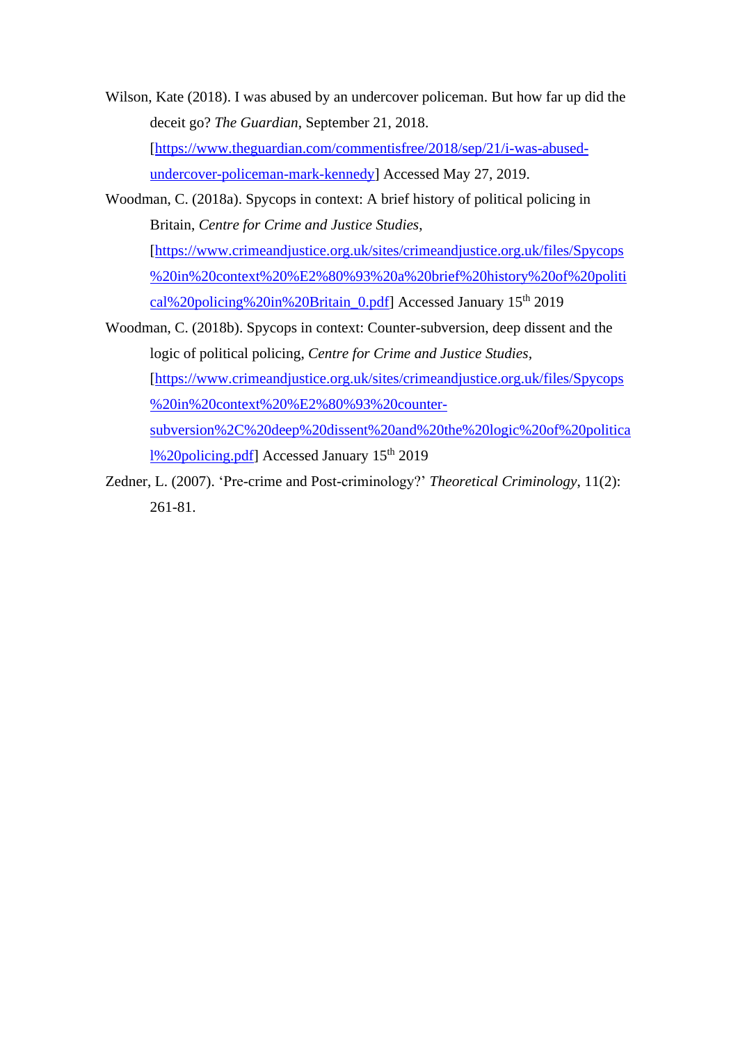Wilson, Kate (2018). I was abused by an undercover policeman. But how far up did the deceit go? *The Guardian*, September 21, 2018. [https://www.theguardian.com/commentisfree/2018/sep/21/i-was-abused-undercover-policeman-mark-kennedy] Accessed May 27, 2019.

Woodman, C. (2018a). Spycops in context: A brief history of political policing in Britain, *Centre for Crime and Justice Studies*, [https://www.crimeandjustice.org.uk/sites/crimeandjustice.org.uk/files/Spycops%20in%20context%20%E2%80%93%20a%20brief%20history%20of%20political%20policing%20in%20Britain_0.pdf] Accessed January 15th 2019

Woodman, C. (2018b). Spycops in context: Counter-subversion, deep dissent and the logic of political policing, *Centre for Crime and Justice Studies*, [https://www.crimeandjustice.org.uk/sites/crimeandjustice.org.uk/files/Spycops%20in%20context%20%E2%80%93%20counter-subversion%2C%20deep%20dissent%20and%20the%20logic%20of%20political%20policing.pdf] Accessed January 15th 2019

Zedner, L. (2007). 'Pre-crime and Post-criminology?' *Theoretical Criminology*, 11(2): 261-81.